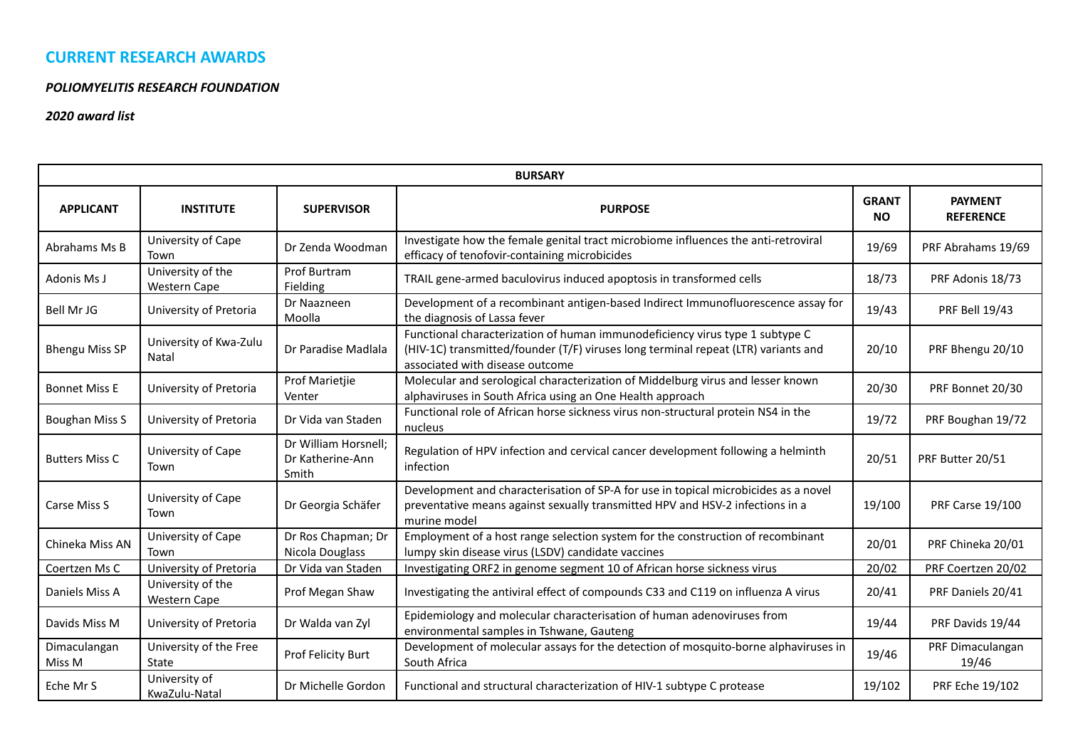# CURRENT RESEARCH AWARDS

***POLIOMYELITIS RESEARCH FOUNDATION***

***2020 award list***

| BURSARY | | | | | |
|---|---|---|---|---|---|
| **APPLICANT** | **INSTITUTE** | **SUPERVISOR** | **PURPOSE** | **GRANT NO** | **PAYMENT REFERENCE** |
| Abrahams Ms B | University of Cape Town | Dr Zenda Woodman | Investigate how the female genital tract microbiome influences the anti-retroviral efficacy of tenofovir-containing microbicides | 19/69 | PRF Abrahams 19/69 |
| Adonis Ms J | University of the Western Cape | Prof Burtram Fielding | TRAIL gene-armed baculovirus induced apoptosis in transformed cells | 18/73 | PRF Adonis 18/73 |
| Bell Mr JG | University of Pretoria | Dr Naazneen Moolla | Development of a recombinant antigen-based Indirect Immunofluorescence assay for the diagnosis of Lassa fever | 19/43 | PRF Bell 19/43 |
| Bhengu Miss SP | University of Kwa-Zulu Natal | Dr Paradise Madlala | Functional characterization of human immunodeficiency virus type 1 subtype C (HIV-1C) transmitted/founder (T/F) viruses long terminal repeat (LTR) variants and associated with disease outcome | 20/10 | PRF Bhengu 20/10 |
| Bonnet Miss E | University of Pretoria | Prof Marietjie Venter | Molecular and serological characterization of Middelburg virus and lesser known alphaviruses in South Africa using an One Health approach | 20/30 | PRF Bonnet 20/30 |
| Boughan Miss S | University of Pretoria | Dr Vida van Staden | Functional role of African horse sickness virus non-structural protein NS4 in the nucleus | 19/72 | PRF Boughan 19/72 |
| Butters Miss C | University of Cape Town | Dr William Horsnell; Dr Katherine-Ann Smith | Regulation of HPV infection and cervical cancer development following a helminth infection | 20/51 | PRF Butter 20/51 |
| Carse Miss S | University of Cape Town | Dr Georgia Schäfer | Development and characterisation of SP-A for use in topical microbicides as a novel preventative means against sexually transmitted HPV and HSV-2 infections in a murine model | 19/100 | PRF Carse 19/100 |
| Chineka Miss AN | University of Cape Town | Dr Ros Chapman; Dr Nicola Douglass | Employment of a host range selection system for the construction of recombinant lumpy skin disease virus (LSDV) candidate vaccines | 20/01 | PRF Chineka 20/01 |
| Coertzen Ms C | University of Pretoria | Dr Vida van Staden | Investigating ORF2 in genome segment 10 of African horse sickness virus | 20/02 | PRF Coertzen 20/02 |
| Daniels Miss A | University of the Western Cape | Prof Megan Shaw | Investigating the antiviral effect of compounds C33 and C119 on influenza A virus | 20/41 | PRF Daniels 20/41 |
| Davids Miss M | University of Pretoria | Dr Walda van Zyl | Epidemiology and molecular characterisation of human adenoviruses from environmental samples in Tshwane, Gauteng | 19/44 | PRF Davids 19/44 |
| Dimaculangan Miss M | University of the Free State | Prof Felicity Burt | Development of molecular assays for the detection of mosquito-borne alphaviruses in South Africa | 19/46 | PRF Dimaculangan 19/46 |
| Eche Mr S | University of KwaZulu-Natal | Dr Michelle Gordon | Functional and structural characterization of HIV-1 subtype C protease | 19/102 | PRF Eche 19/102 |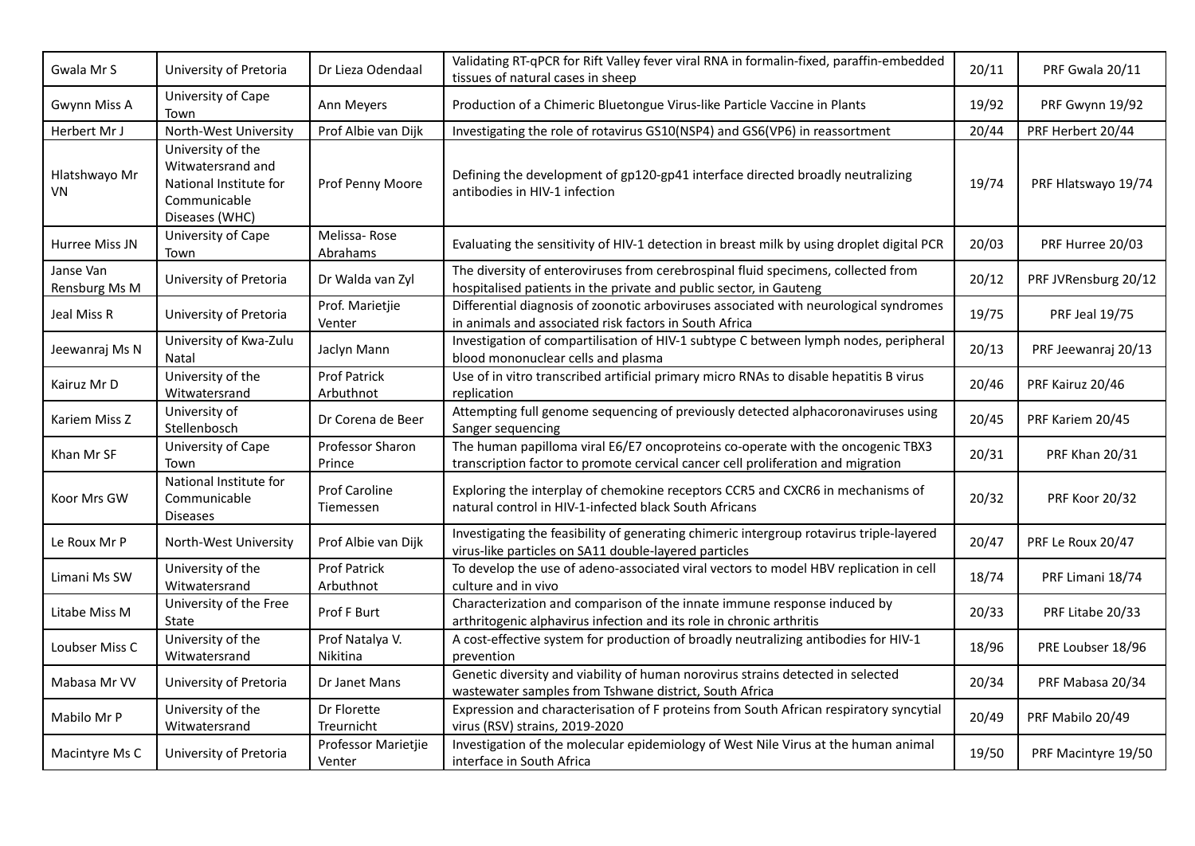| Gwala Mr S | University of Pretoria | Dr Lieza Odendaal | Validating RT-qPCR for Rift Valley fever viral RNA in formalin-fixed, paraffin-embedded tissues of natural cases in sheep | 20/11 | PRF Gwala 20/11 |
|---|---|---|---|---|---|
| Gwynn Miss A | University of Cape Town | Ann Meyers | Production of a Chimeric Bluetongue Virus-like Particle Vaccine in Plants | 19/92 | PRF Gwynn 19/92 |
| Herbert Mr J | North-West University | Prof Albie van Dijk | Investigating the role of rotavirus GS10(NSP4) and GS6(VP6) in reassortment | 20/44 | PRF Herbert 20/44 |
| Hlatshwayo Mr VN | University of the Witwatersrand and National Institute for Communicable Diseases (WHC) | Prof Penny Moore | Defining the development of gp120-gp41 interface directed broadly neutralizing antibodies in HIV-1 infection | 19/74 | PRF Hlatshwayo 19/74 |
| Hurree Miss JN | University of Cape Town | Melissa- Rose Abrahams | Evaluating the sensitivity of HIV-1 detection in breast milk by using droplet digital PCR | 20/03 | PRF Hurree 20/03 |
| Janse Van Rensburg Ms M | University of Pretoria | Dr Walda van Zyl | The diversity of enteroviruses from cerebrospinal fluid specimens, collected from hospitalised patients in the private and public sector, in Gauteng | 20/12 | PRF JVRensburg 20/12 |
| Jeal Miss R | University of Pretoria | Prof. Marietjie Venter | Differential diagnosis of zoonotic arboviruses associated with neurological syndromes in animals and associated risk factors in South Africa | 19/75 | PRF Jeal 19/75 |
| Jeewanraj Ms N | University of Kwa-Zulu Natal | Jaclyn Mann | Investigation of compartilisation of HIV-1 subtype C between lymph nodes, peripheral blood mononuclear cells and plasma | 20/13 | PRF Jeewanraj 20/13 |
| Kairuz Mr D | University of the Witwatersrand | Prof Patrick Arbuthnot | Use of in vitro transcribed artificial primary micro RNAs to disable hepatitis B virus replication | 20/46 | PRF Kairuz 20/46 |
| Kariem Miss Z | University of Stellenbosch | Dr Corena de Beer | Attempting full genome sequencing of previously detected alphacoronaviruses using Sanger sequencing | 20/45 | PRF Kariem 20/45 |
| Khan Mr SF | University of Cape Town | Professor Sharon Prince | The human papilloma viral E6/E7 oncoproteins co-operate with the oncogenic TBX3 transcription factor to promote cervical cancer cell proliferation and migration | 20/31 | PRF Khan 20/31 |
| Koor Mrs GW | National Institute for Communicable Diseases | Prof Caroline Tiemessen | Exploring the interplay of chemokine receptors CCR5 and CXCR6 in mechanisms of natural control in HIV-1-infected black South Africans | 20/32 | PRF Koor 20/32 |
| Le Roux Mr P | North-West University | Prof Albie van Dijk | Investigating the feasibility of generating chimeric intergroup rotavirus triple-layered virus-like particles on SA11 double-layered particles | 20/47 | PRF Le Roux 20/47 |
| Limani Ms SW | University of the Witwatersrand | Prof Patrick Arbuthnot | To develop the use of adeno-associated viral vectors to model HBV replication in cell culture and in vivo | 18/74 | PRF Limani 18/74 |
| Litabe Miss M | University of the Free State | Prof F Burt | Characterization and comparison of the innate immune response induced by arthritogenic alphavirus infection and its role in chronic arthritis | 20/33 | PRF Litabe 20/33 |
| Loubser Miss C | University of the Witwatersrand | Prof Natalya V. Nikitina | A cost-effective system for production of broadly neutralizing antibodies for HIV-1 prevention | 18/96 | PRE Loubser 18/96 |
| Mabasa Mr VV | University of Pretoria | Dr Janet Mans | Genetic diversity and viability of human norovirus strains detected in selected wastewater samples from Tshwane district, South Africa | 20/34 | PRF Mabasa 20/34 |
| Mabilo Mr P | University of the Witwatersrand | Dr Florette Treurnicht | Expression and characterisation of F proteins from South African respiratory syncytial virus (RSV) strains, 2019-2020 | 20/49 | PRF Mabilo 20/49 |
| Macintyre Ms C | University of Pretoria | Professor Marietjie Venter | Investigation of the molecular epidemiology of West Nile Virus at the human animal interface in South Africa | 19/50 | PRF Macintyre 19/50 |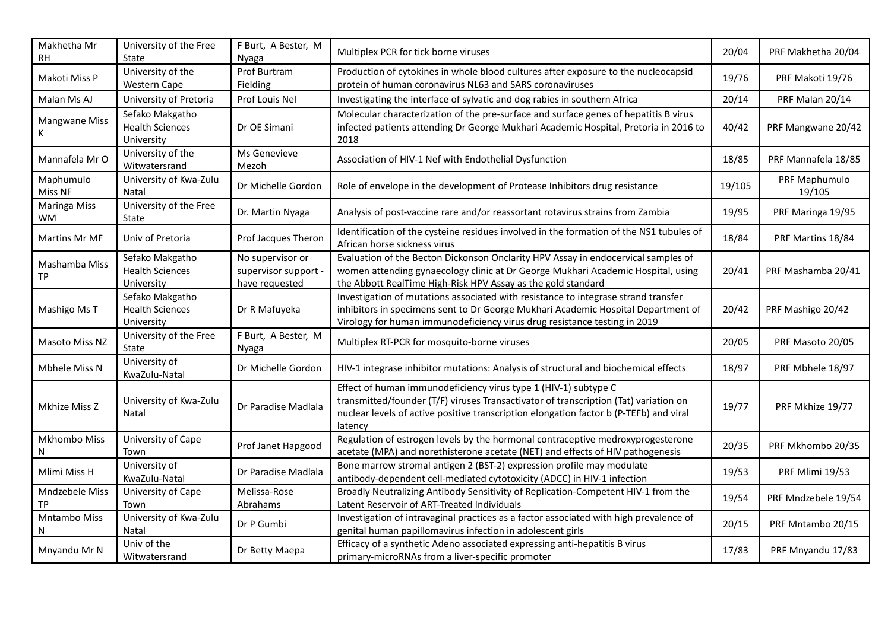| Makhetha Mr RH | University of the Free State | F Burt, A Bester, M Nyaga | Multiplex PCR for tick borne viruses | 20/04 | PRF Makhetha 20/04 |
|---|---|---|---|---|---|
| Makoti Miss P | University of the Western Cape | Prof Burtram Fielding | Production of cytokines in whole blood cultures after exposure to the nucleocapsid protein of human coronavirus NL63 and SARS coronaviruses | 19/76 | PRF Makoti 19/76 |
| Malan Ms AJ | University of Pretoria | Prof Louis Nel | Investigating the interface of sylvatic and dog rabies in southern Africa | 20/14 | PRF Malan 20/14 |
| Mangwane Miss K | Sefako Makgatho Health Sciences University | Dr OE Simani | Molecular characterization of the pre-surface and surface genes of hepatitis B virus infected patients attending Dr George Mukhari Academic Hospital, Pretoria in 2016 to 2018 | 40/42 | PRF Mangwane 20/42 |
| Mannafela Mr O | University of the Witwatersrand | Ms Genevieve Mezoh | Association of HIV-1 Nef with Endothelial Dysfunction | 18/85 | PRF Mannafela 18/85 |
| Maphumulo Miss NF | University of Kwa-Zulu Natal | Dr Michelle Gordon | Role of envelope in the development of Protease Inhibitors drug resistance | 19/105 | PRF Maphumulo 19/105 |
| Maringa Miss WM | University of the Free State | Dr. Martin Nyaga | Analysis of post-vaccine rare and/or reassortant rotavirus strains from Zambia | 19/95 | PRF Maringa 19/95 |
| Martins Mr MF | Univ of Pretoria | Prof Jacques Theron | Identification of the cysteine residues involved in the formation of the NS1 tubules of African horse sickness virus | 18/84 | PRF Martins 18/84 |
| Mashamba Miss TP | Sefako Makgatho Health Sciences University | No supervisor or supervisor support - have requested | Evaluation of the Becton Dickonson Onclarity HPV Assay in endocervical samples of women attending gynaecology clinic at Dr George Mukhari Academic Hospital, using the Abbott RealTime High-Risk HPV Assay as the gold standard | 20/41 | PRF Mashamba 20/41 |
| Mashigo Ms T | Sefako Makgatho Health Sciences University | Dr R Mafuyeka | Investigation of mutations associated with resistance to integrase strand transfer inhibitors in specimens sent to Dr George Mukhari Academic Hospital Department of Virology for human immunodeficiency virus drug resistance testing in 2019 | 20/42 | PRF Mashigo 20/42 |
| Masoto Miss NZ | University of the Free State | F Burt, A Bester, M Nyaga | Multiplex RT-PCR for mosquito-borne viruses | 20/05 | PRF Masoto 20/05 |
| Mbhele Miss N | University of KwaZulu-Natal | Dr Michelle Gordon | HIV-1 integrase inhibitor mutations: Analysis of structural and biochemical effects | 18/97 | PRF Mbhele 18/97 |
| Mkhize Miss Z | University of Kwa-Zulu Natal | Dr Paradise Madlala | Effect of human immunodeficiency virus type 1 (HIV-1) subtype C transmitted/founder (T/F) viruses Transactivator of transcription (Tat) variation on nuclear levels of active positive transcription elongation factor b (P-TEFb) and viral latency | 19/77 | PRF Mkhize 19/77 |
| Mkhombo Miss N | University of Cape Town | Prof Janet Hapgood | Regulation of estrogen levels by the hormonal contraceptive medroxyprogesterone acetate (MPA) and norethisterone acetate (NET) and effects of HIV pathogenesis | 20/35 | PRF Mkhombo 20/35 |
| Mlimi Miss H | University of KwaZulu-Natal | Dr Paradise Madlala | Bone marrow stromal antigen 2 (BST-2) expression profile may modulate antibody-dependent cell-mediated cytotoxicity (ADCC) in HIV-1 infection | 19/53 | PRF Mlimi 19/53 |
| Mndzebele Miss TP | University of Cape Town | Melissa-Rose Abrahams | Broadly Neutralizing Antibody Sensitivity of Replication-Competent HIV-1 from the Latent Reservoir of ART-Treated Individuals | 19/54 | PRF Mndzebele 19/54 |
| Mntambo Miss N | University of Kwa-Zulu Natal | Dr P Gumbi | Investigation of intravaginal practices as a factor associated with high prevalence of genital human papillomavirus infection in adolescent girls | 20/15 | PRF Mntambo 20/15 |
| Mnyandu Mr N | Univ of the Witwatersrand | Dr Betty Maepa | Efficacy of a synthetic Adeno associated expressing anti-hepatitis B virus primary-microRNAs from a liver-specific promoter | 17/83 | PRF Mnyandu 17/83 |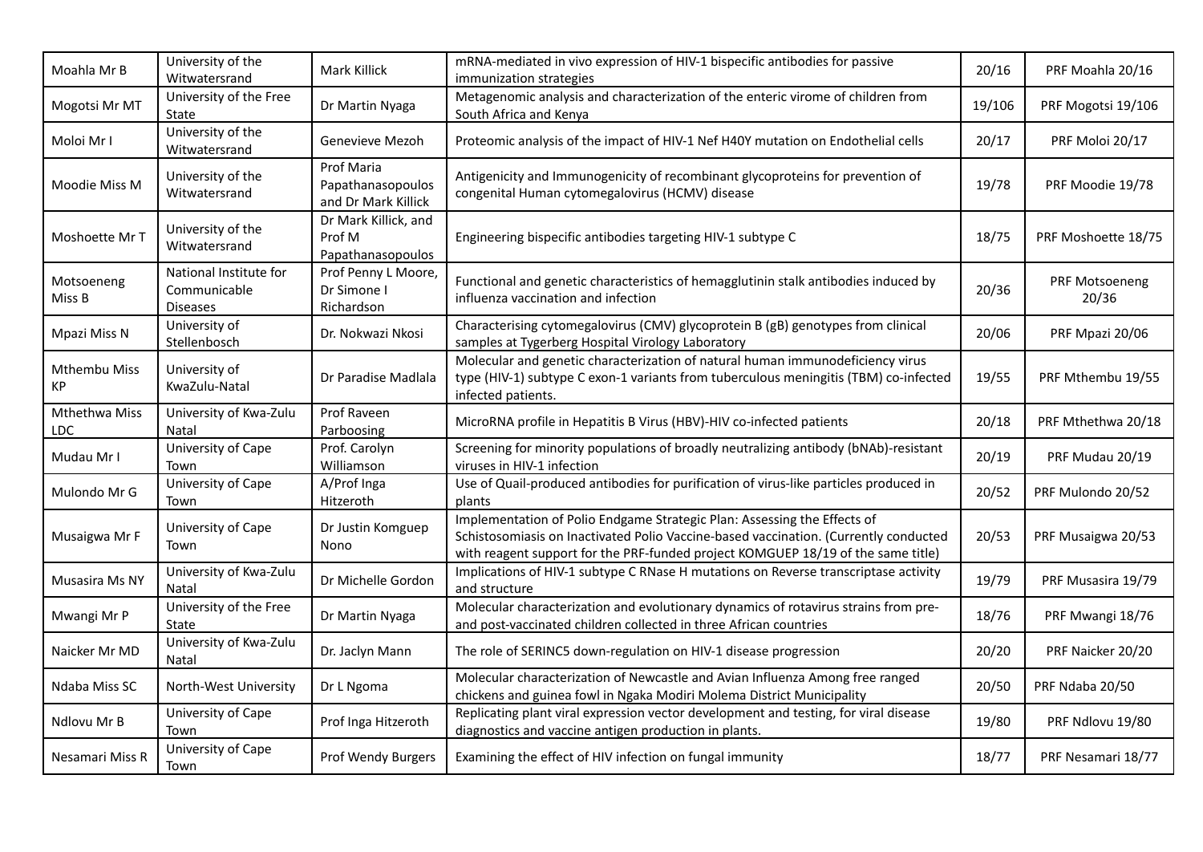| Moahla Mr B | University of the Witwatersrand | Mark Killick | mRNA-mediated in vivo expression of HIV-1 bispecific antibodies for passive immunization strategies | 20/16 | PRF Moahla 20/16 |
|---|---|---|---|---|---|
| Mogotsi Mr MT | University of the Free State | Dr Martin Nyaga | Metagenomic analysis and characterization of the enteric virome of children from South Africa and Kenya | 19/106 | PRF Mogotsi 19/106 |
| Moloi Mr I | University of the Witwatersrand | Genevieve Mezoh | Proteomic analysis of the impact of HIV-1 Nef H40Y mutation on Endothelial cells | 20/17 | PRF Moloi 20/17 |
| Moodie Miss M | University of the Witwatersrand | Prof Maria Papathanasopoulos and Dr Mark Killick | Antigenicity and Immunogenicity of recombinant glycoproteins for prevention of congenital Human cytomegalovirus (HCMV) disease | 19/78 | PRF Moodie 19/78 |
| Moshoette Mr T | University of the Witwatersrand | Dr Mark Killick, and Prof M Papathanasopoulos | Engineering bispecific antibodies targeting HIV-1 subtype C | 18/75 | PRF Moshoette 18/75 |
| Motsoeneng Miss B | National Institute for Communicable Diseases | Prof Penny L Moore, Dr Simone I Richardson | Functional and genetic characteristics of hemagglutinin stalk antibodies induced by influenza vaccination and infection | 20/36 | PRF Motsoeneng 20/36 |
| Mpazi Miss N | University of Stellenbosch | Dr. Nokwazi Nkosi | Characterising cytomegalovirus (CMV) glycoprotein B (gB) genotypes from clinical samples at Tygerberg Hospital Virology Laboratory | 20/06 | PRF Mpazi 20/06 |
| Mthembu Miss KP | University of KwaZulu-Natal | Dr Paradise Madlala | Molecular and genetic characterization of natural human immunodeficiency virus type (HIV-1) subtype C exon-1 variants from tuberculous meningitis (TBM) co-infected infected patients. | 19/55 | PRF Mthembu 19/55 |
| Mthethwa Miss LDC | University of Kwa-Zulu Natal | Prof Raveen Parboosing | MicroRNA profile in Hepatitis B Virus (HBV)-HIV co-infected patients | 20/18 | PRF Mthethwa 20/18 |
| Mudau Mr I | University of Cape Town | Prof. Carolyn Williamson | Screening for minority populations of broadly neutralizing antibody (bNAb)-resistant viruses in HIV-1 infection | 20/19 | PRF Mudau 20/19 |
| Mulondo Mr G | University of Cape Town | A/Prof Inga Hitzeroth | Use of Quail-produced antibodies for purification of virus-like particles produced in plants | 20/52 | PRF Mulondo 20/52 |
| Musaigwa Mr F | University of Cape Town | Dr Justin Komguep Nono | Implementation of Polio Endgame Strategic Plan: Assessing the Effects of Schistosomiasis on Inactivated Polio Vaccine-based vaccination. (Currently conducted with reagent support for the PRF-funded project KOMGUEP 18/19 of the same title) | 20/53 | PRF Musaigwa 20/53 |
| Musasira Ms NY | University of Kwa-Zulu Natal | Dr Michelle Gordon | Implications of HIV-1 subtype C RNase H mutations on Reverse transcriptase activity and structure | 19/79 | PRF Musasira 19/79 |
| Mwangi Mr P | University of the Free State | Dr Martin Nyaga | Molecular characterization and evolutionary dynamics of rotavirus strains from pre- and post-vaccinated children collected in three African countries | 18/76 | PRF Mwangi 18/76 |
| Naicker Mr MD | University of Kwa-Zulu Natal | Dr. Jaclyn Mann | The role of SERINC5 down-regulation on HIV-1 disease progression | 20/20 | PRF Naicker 20/20 |
| Ndaba Miss SC | North-West University | Dr L Ngoma | Molecular characterization of Newcastle and Avian Influenza Among free ranged chickens and guinea fowl in Ngaka Modiri Molema District Municipality | 20/50 | PRF Ndaba 20/50 |
| Ndlovu Mr B | University of Cape Town | Prof Inga Hitzeroth | Replicating plant viral expression vector development and testing, for viral disease diagnostics and vaccine antigen production in plants. | 19/80 | PRF Ndlovu 19/80 |
| Nesamari Miss R | University of Cape Town | Prof Wendy Burgers | Examining the effect of HIV infection on fungal immunity | 18/77 | PRF Nesamari 18/77 |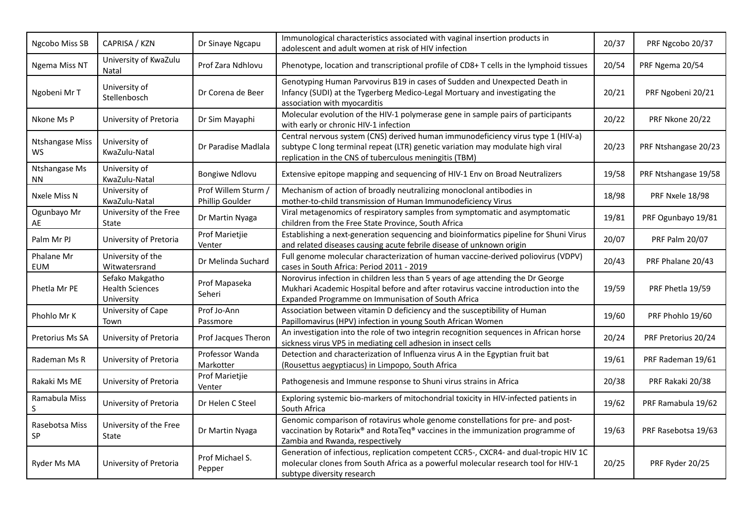| Ngcobo Miss SB | CAPRISA / KZN | Dr Sinaye Ngcapu | Immunological characteristics associated with vaginal insertion products in adolescent and adult women at risk of HIV infection | 20/37 | PRF Ngcobo 20/37 |
|---|---|---|---|---|---|
| Ngema Miss NT | University of KwaZulu Natal | Prof Zara Ndhlovu | Phenotype, location and transcriptional profile of CD8+ T cells in the lymphoid tissues | 20/54 | PRF Ngema 20/54 |
| Ngobeni Mr T | University of Stellenbosch | Dr Corena de Beer | Genotyping Human Parvovirus B19 in cases of Sudden and Unexpected Death in Infancy (SUDI) at the Tygerberg Medico-Legal Mortuary and investigating the association with myocarditis | 20/21 | PRF Ngobeni 20/21 |
| Nkone Ms P | University of Pretoria | Dr Sim Mayaphi | Molecular evolution of the HIV-1 polymerase gene in sample pairs of participants with early or chronic HIV-1 infection | 20/22 | PRF Nkone 20/22 |
| Ntshangase Miss WS | University of KwaZulu-Natal | Dr Paradise Madlala | Central nervous system (CNS) derived human immunodeficiency virus type 1 (HIV-a) subtype C long terminal repeat (LTR) genetic variation may modulate high viral replication in the CNS of tuberculous meningitis (TBM) | 20/23 | PRF Ntshangase 20/23 |
| Ntshangase Ms NN | University of KwaZulu-Natal | Bongiwe Ndlovu | Extensive epitope mapping and sequencing of HIV-1 Env on Broad Neutralizers | 19/58 | PRF Ntshangase 19/58 |
| Nxele Miss N | University of KwaZulu-Natal | Prof Willem Sturm / Phillip Goulder | Mechanism of action of broadly neutralizing monoclonal antibodies in mother-to-child transmission of Human Immunodeficiency Virus | 18/98 | PRF Nxele 18/98 |
| Ogunbayo Mr AE | University of the Free State | Dr Martin Nyaga | Viral metagenomics of respiratory samples from symptomatic and asymptomatic children from the Free State Province, South Africa | 19/81 | PRF Ogunbayo 19/81 |
| Palm Mr PJ | University of Pretoria | Prof Marietjie Venter | Establishing a next-generation sequencing and bioinformatics pipeline for Shuni Virus and related diseases causing acute febrile disease of unknown origin | 20/07 | PRF Palm 20/07 |
| Phalane Mr EUM | University of the Witwatersrand | Dr Melinda Suchard | Full genome molecular characterization of human vaccine-derived poliovirus (VDPV) cases in South Africa: Period 2011 - 2019 | 20/43 | PRF Phalane 20/43 |
| Phetla Mr PE | Sefako Makgatho Health Sciences University | Prof Mapaseka Seheri | Norovirus infection in children less than 5 years of age attending the Dr George Mukhari Academic Hospital before and after rotavirus vaccine introduction into the Expanded Programme on Immunisation of South Africa | 19/59 | PRF Phetla 19/59 |
| Phohlo Mr K | University of Cape Town | Prof Jo-Ann Passmore | Association between vitamin D deficiency and the susceptibility of Human Papillomavirus (HPV) infection in young South African Women | 19/60 | PRF Phohlo 19/60 |
| Pretorius Ms SA | University of Pretoria | Prof Jacques Theron | An investigation into the role of two integrin recognition sequences in African horse sickness virus VP5 in mediating cell adhesion in insect cells | 20/24 | PRF Pretorius 20/24 |
| Rademan Ms R | University of Pretoria | Professor Wanda Markotter | Detection and characterization of Influenza virus A in the Egyptian fruit bat (Rousettus aegyptiacus) in Limpopo, South Africa | 19/61 | PRF Rademan 19/61 |
| Rakaki Ms ME | University of Pretoria | Prof Marietjie Venter | Pathogenesis and Immune response to Shuni virus strains in Africa | 20/38 | PRF Rakaki 20/38 |
| Ramabula Miss S | University of Pretoria | Dr Helen C Steel | Exploring systemic bio-markers of mitochondrial toxicity in HIV-infected patients in South Africa | 19/62 | PRF Ramabula 19/62 |
| Rasebotsa Miss SP | University of the Free State | Dr Martin Nyaga | Genomic comparison of rotavirus whole genome constellations for pre- and post-vaccination by Rotarix® and RotaTeq® vaccines in the immunization programme of Zambia and Rwanda, respectively | 19/63 | PRF Rasebotsa 19/63 |
| Ryder Ms MA | University of Pretoria | Prof Michael S. Pepper | Generation of infectious, replication competent CCR5-, CXCR4- and dual-tropic HIV 1C molecular clones from South Africa as a powerful molecular research tool for HIV-1 subtype diversity research | 20/25 | PRF Ryder 20/25 |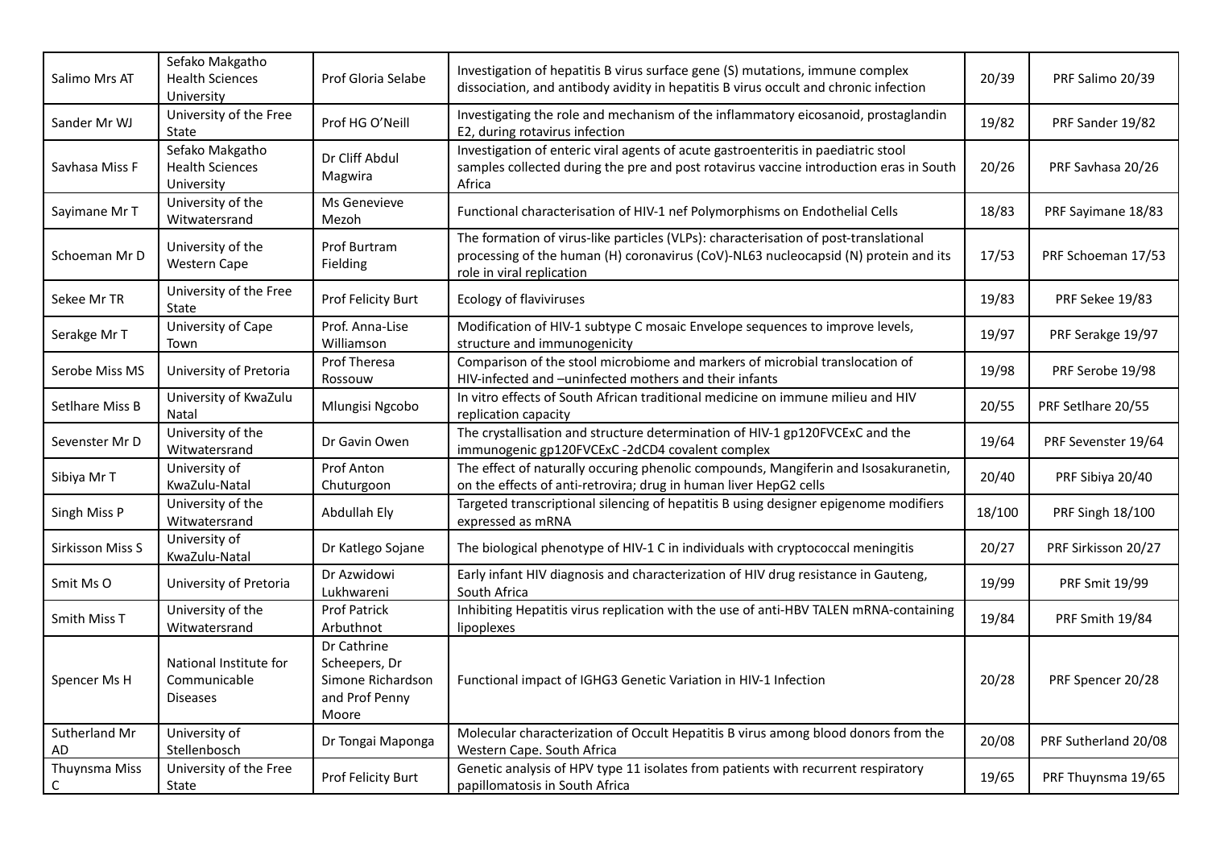| Salimo Mrs AT | Sefako Makgatho Health Sciences University | Prof Gloria Selabe | Investigation of hepatitis B virus surface gene (S) mutations, immune complex dissociation, and antibody avidity in hepatitis B virus occult and chronic infection | 20/39 | PRF Salimo 20/39 |
|---|---|---|---|---|---|
| Sander Mr WJ | University of the Free State | Prof HG O'Neill | Investigating the role and mechanism of the inflammatory eicosanoid, prostaglandin E2, during rotavirus infection | 19/82 | PRF Sander 19/82 |
| Savhasa Miss F | Sefako Makgatho Health Sciences University | Dr Cliff Abdul Magwira | Investigation of enteric viral agents of acute gastroenteritis in paediatric stool samples collected during the pre and post rotavirus vaccine introduction eras in South Africa | 20/26 | PRF Savhasa 20/26 |
| Sayimane Mr T | University of the Witwatersrand | Ms Genevieve Mezoh | Functional characterisation of HIV-1 nef Polymorphisms on Endothelial Cells | 18/83 | PRF Sayimane 18/83 |
| Schoeman Mr D | University of the Western Cape | Prof Burtram Fielding | The formation of virus-like particles (VLPs): characterisation of post-translational processing of the human (H) coronavirus (CoV)-NL63 nucleocapsid (N) protein and its role in viral replication | 17/53 | PRF Schoeman 17/53 |
| Sekee Mr TR | University of the Free State | Prof Felicity Burt | Ecology of flaviviruses | 19/83 | PRF Sekee 19/83 |
| Serakge Mr T | University of Cape Town | Prof. Anna-Lise Williamson | Modification of HIV-1 subtype C mosaic Envelope sequences to improve levels, structure and immunogenicity | 19/97 | PRF Serakge 19/97 |
| Serobe Miss MS | University of Pretoria | Prof Theresa Rossouw | Comparison of the stool microbiome and markers of microbial translocation of HIV-infected and –uninfected mothers and their infants | 19/98 | PRF Serobe 19/98 |
| Setlhare Miss B | University of KwaZulu Natal | Mlungisi Ngcobo | In vitro effects of South African traditional medicine on immune milieu and HIV replication capacity | 20/55 | PRF Setlhare 20/55 |
| Sevenster Mr D | University of the Witwatersrand | Dr Gavin Owen | The crystallisation and structure determination of HIV-1 gp120FVCExC and the immunogenic gp120FVCExC -2dCD4 covalent complex | 19/64 | PRF Sevenster 19/64 |
| Sibiya Mr T | University of KwaZulu-Natal | Prof Anton Chuturgoon | The effect of naturally occuring phenolic compounds, Mangiferin and Isosakuranetin, on the effects of anti-retrovira; drug in human liver HepG2 cells | 20/40 | PRF Sibiya 20/40 |
| Singh Miss P | University of the Witwatersrand | Abdullah Ely | Targeted transcriptional silencing of hepatitis B using designer epigenome modifiers expressed as mRNA | 18/100 | PRF Singh 18/100 |
| Sirkisson Miss S | University of KwaZulu-Natal | Dr Katlego Sojane | The biological phenotype of HIV-1 C in individuals with cryptococcal meningitis | 20/27 | PRF Sirkisson 20/27 |
| Smit Ms O | University of Pretoria | Dr Azwidowi Lukhwareni | Early infant HIV diagnosis and characterization of HIV drug resistance in Gauteng, South Africa | 19/99 | PRF Smit 19/99 |
| Smith Miss T | University of the Witwatersrand | Prof Patrick Arbuthnot | Inhibiting Hepatitis virus replication with the use of anti-HBV TALEN mRNA-containing lipoplexes | 19/84 | PRF Smith 19/84 |
| Spencer Ms H | National Institute for Communicable Diseases | Dr Cathrine Scheepers, Dr Simone Richardson and Prof Penny Moore | Functional impact of IGHG3 Genetic Variation in HIV-1 Infection | 20/28 | PRF Spencer 20/28 |
| Sutherland Mr AD | University of Stellenbosch | Dr Tongai Maponga | Molecular characterization of Occult Hepatitis B virus among blood donors from the Western Cape. South Africa | 20/08 | PRF Sutherland 20/08 |
| Thuynsma Miss C | University of the Free State | Prof Felicity Burt | Genetic analysis of HPV type 11 isolates from patients with recurrent respiratory papillomatosis in South Africa | 19/65 | PRF Thuynsma 19/65 |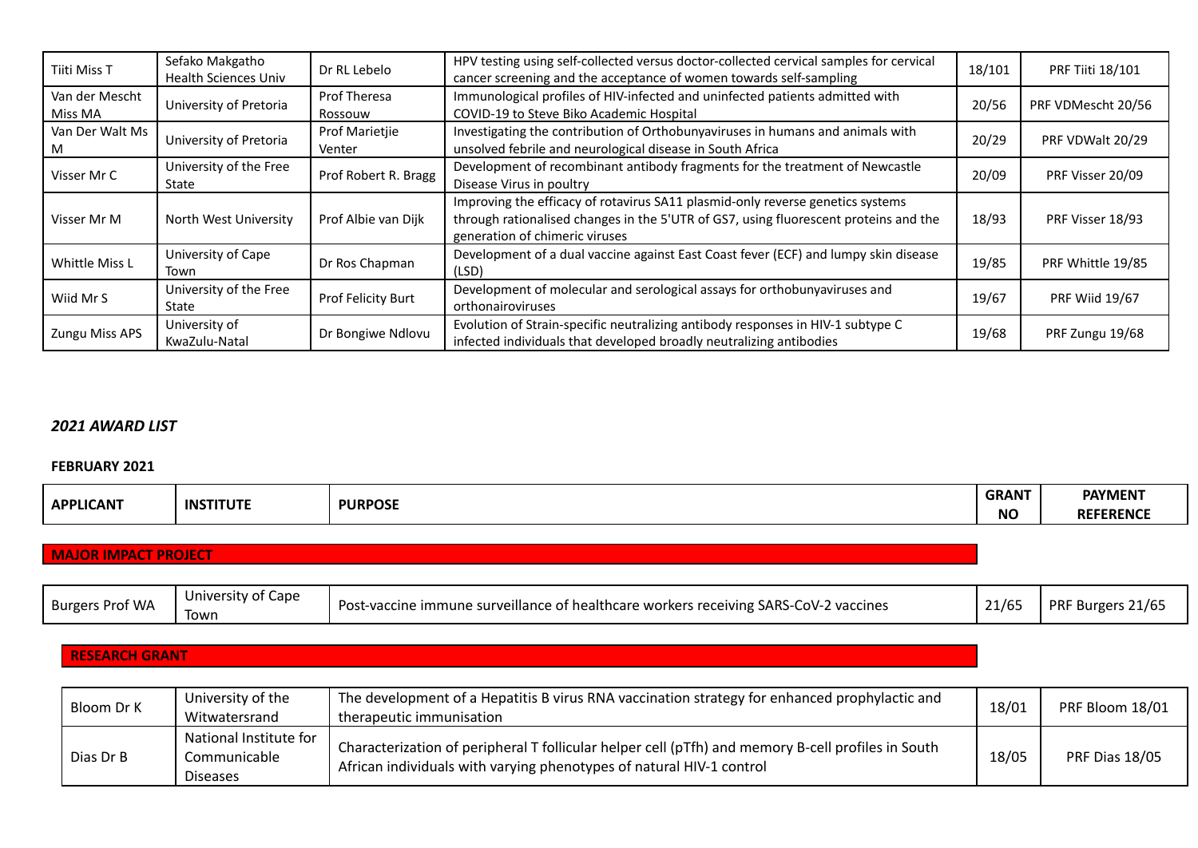| | | | | | |
|---|---|---|---|---|---|
| Tiiti Miss T | Sefako Makgatho Health Sciences Univ | Dr RL Lebelo | HPV testing using self-collected versus doctor-collected cervical samples for cervical cancer screening and the acceptance of women towards self-sampling | 18/101 | PRF Tiiti 18/101 |
| Van der Mescht Miss MA | University of Pretoria | Prof Theresa Rossouw | Immunological profiles of HIV-infected and uninfected patients admitted with COVID-19 to Steve Biko Academic Hospital | 20/56 | PRF VDMescht 20/56 |
| Van Der Walt Ms M | University of Pretoria | Prof Marietjie Venter | Investigating the contribution of Orthobunyaviruses in humans and animals with unsolved febrile and neurological disease in South Africa | 20/29 | PRF VDWalt 20/29 |
| Visser Mr C | University of the Free State | Prof Robert R. Bragg | Development of recombinant antibody fragments for the treatment of Newcastle Disease Virus in poultry | 20/09 | PRF Visser 20/09 |
| Visser Mr M | North West University | Prof Albie van Dijk | Improving the efficacy of rotavirus SA11 plasmid-only reverse genetics systems through rationalised changes in the 5'UTR of GS7, using fluorescent proteins and the generation of chimeric viruses | 18/93 | PRF Visser 18/93 |
| Whittle Miss L | University of Cape Town | Dr Ros Chapman | Development of a dual vaccine against East Coast fever (ECF) and lumpy skin disease (LSD) | 19/85 | PRF Whittle 19/85 |
| Wiid Mr S | University of the Free State | Prof Felicity Burt | Development of molecular and serological assays for orthobunyaviruses and orthonairoviruses | 19/67 | PRF Wiid 19/67 |
| Zungu Miss APS | University of KwaZulu-Natal | Dr Bongiwe Ndlovu | Evolution of Strain-specific neutralizing antibody responses in HIV-1 subtype C infected individuals that developed broadly neutralizing antibodies | 19/68 | PRF Zungu 19/68 |

***2021 AWARD LIST***

**FEBRUARY 2021**

| APPLICANT | INSTITUTE | PURPOSE | GRANT NO | PAYMENT REFERENCE |
|---|---|---|---|---|
| **MAJOR IMPACT PROJECT** | | | | |
| Burgers Prof WA | University of Cape Town | Post-vaccine immune surveillance of healthcare workers receiving SARS-CoV-2 vaccines | 21/65 | PRF Burgers 21/65 |
| **RESEARCH GRANT** | | | | |
| Bloom Dr K | University of the Witwatersrand | The development of a Hepatitis B virus RNA vaccination strategy for enhanced prophylactic and therapeutic immunisation | 18/01 | PRF Bloom 18/01 |
| Dias Dr B | National Institute for Communicable Diseases | Characterization of peripheral T follicular helper cell (pTfh) and memory B-cell profiles in South African individuals with varying phenotypes of natural HIV-1 control | 18/05 | PRF Dias 18/05 |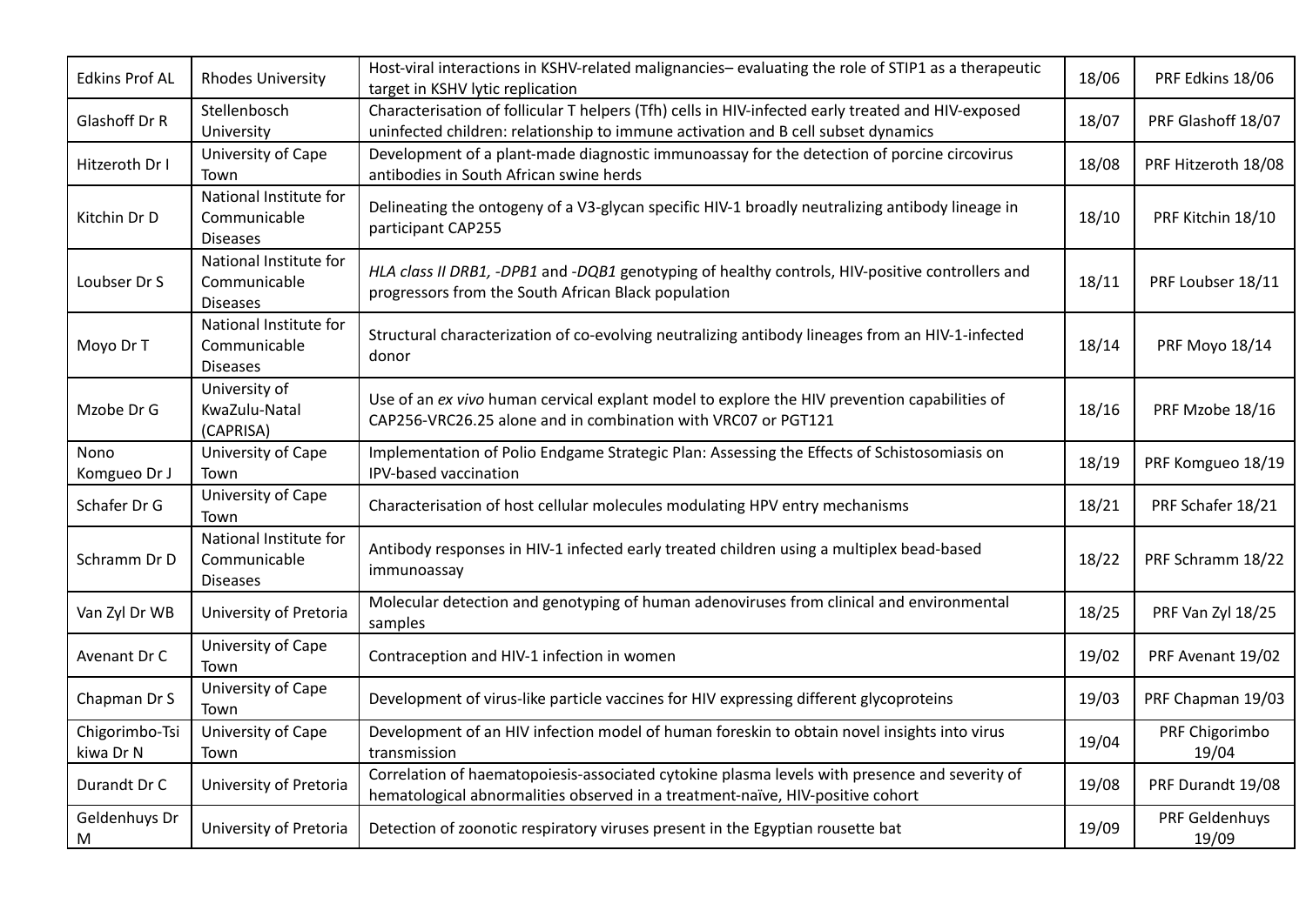| | | | | |
|---|---|---|---|---|
| Edkins Prof AL | Rhodes University | Host-viral interactions in KSHV-related malignancies– evaluating the role of STIP1 as a therapeutic target in KSHV lytic replication | 18/06 | PRF Edkins 18/06 |
| Glashoff Dr R | Stellenbosch University | Characterisation of follicular T helpers (Tfh) cells in HIV-infected early treated and HIV-exposed uninfected children: relationship to immune activation and B cell subset dynamics | 18/07 | PRF Glashoff 18/07 |
| Hitzeroth Dr I | University of Cape Town | Development of a plant-made diagnostic immunoassay for the detection of porcine circovirus antibodies in South African swine herds | 18/08 | PRF Hitzeroth 18/08 |
| Kitchin Dr D | National Institute for Communicable Diseases | Delineating the ontogeny of a V3-glycan specific HIV-1 broadly neutralizing antibody lineage in participant CAP255 | 18/10 | PRF Kitchin 18/10 |
| Loubser Dr S | National Institute for Communicable Diseases | *HLA class II DRB1, -DPB1* and *-DQB1* genotyping of healthy controls, HIV-positive controllers and progressors from the South African Black population | 18/11 | PRF Loubser 18/11 |
| Moyo Dr T | National Institute for Communicable Diseases | Structural characterization of co-evolving neutralizing antibody lineages from an HIV-1-infected donor | 18/14 | PRF Moyo 18/14 |
| Mzobe Dr G | University of KwaZulu-Natal (CAPRISA) | Use of an *ex vivo* human cervical explant model to explore the HIV prevention capabilities of CAP256-VRC26.25 alone and in combination with VRC07 or PGT121 | 18/16 | PRF Mzobe 18/16 |
| Nono Komgueo Dr J | University of Cape Town | Implementation of Polio Endgame Strategic Plan: Assessing the Effects of Schistosomiasis on IPV-based vaccination | 18/19 | PRF Komgueo 18/19 |
| Schafer Dr G | University of Cape Town | Characterisation of host cellular molecules modulating HPV entry mechanisms | 18/21 | PRF Schafer 18/21 |
| Schramm Dr D | National Institute for Communicable Diseases | Antibody responses in HIV-1 infected early treated children using a multiplex bead-based immunoassay | 18/22 | PRF Schramm 18/22 |
| Van Zyl Dr WB | University of Pretoria | Molecular detection and genotyping of human adenoviruses from clinical and environmental samples | 18/25 | PRF Van Zyl 18/25 |
| Avenant Dr C | University of Cape Town | Contraception and HIV-1 infection in women | 19/02 | PRF Avenant 19/02 |
| Chapman Dr S | University of Cape Town | Development of virus-like particle vaccines for HIV expressing different glycoproteins | 19/03 | PRF Chapman 19/03 |
| Chigorimbo-Tsikiwa Dr N | University of Cape Town | Development of an HIV infection model of human foreskin to obtain novel insights into virus transmission | 19/04 | PRF Chigorimbo 19/04 |
| Durandt Dr C | University of Pretoria | Correlation of haematopoiesis-associated cytokine plasma levels with presence and severity of hematological abnormalities observed in a treatment-naïve, HIV-positive cohort | 19/08 | PRF Durandt 19/08 |
| Geldenhuys Dr M | University of Pretoria | Detection of zoonotic respiratory viruses present in the Egyptian rousette bat | 19/09 | PRF Geldenhuys 19/09 |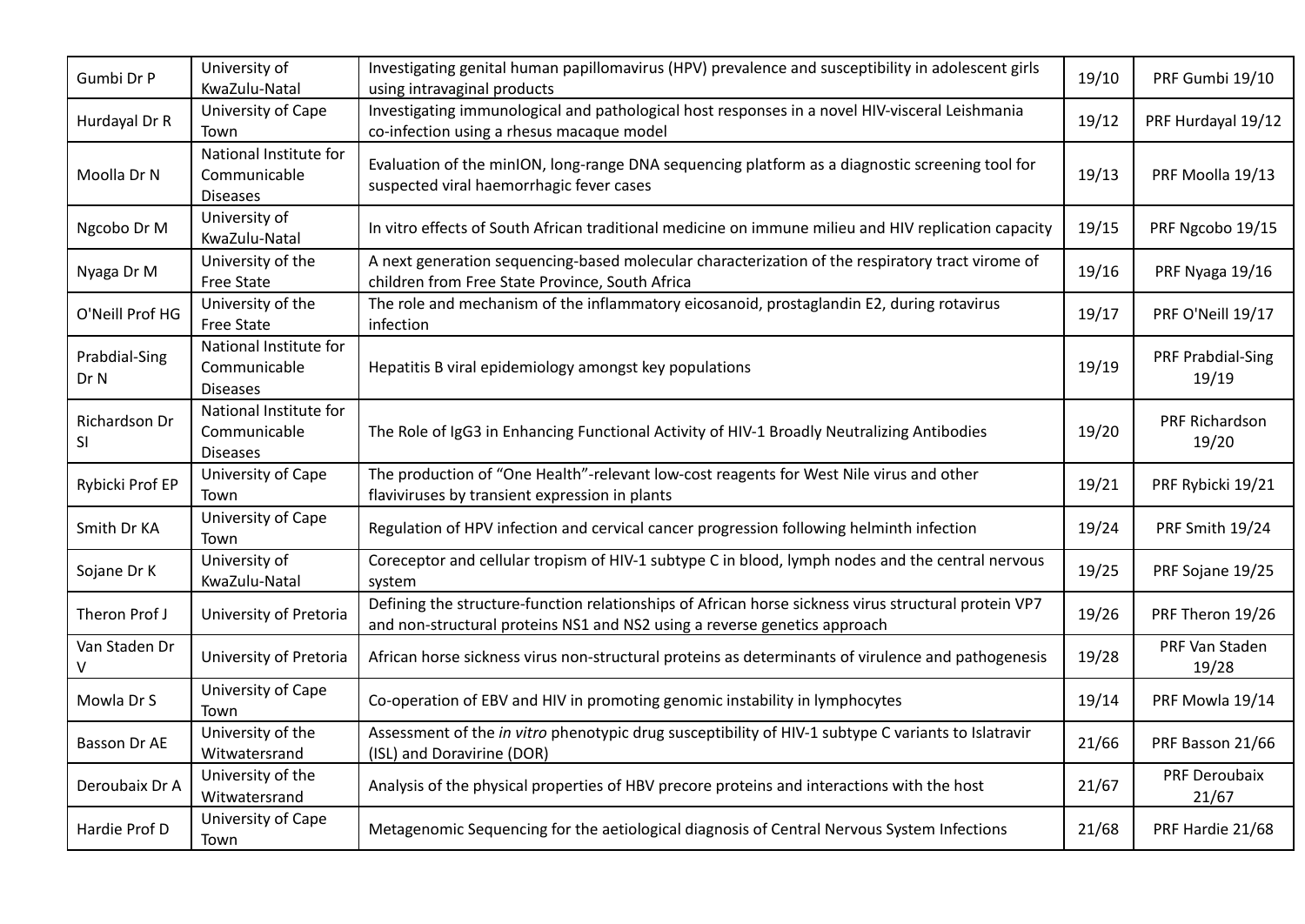| | | | | |
|---|---|---|---|---|
| Gumbi Dr P | University of KwaZulu-Natal | Investigating genital human papillomavirus (HPV) prevalence and susceptibility in adolescent girls using intravaginal products | 19/10 | PRF Gumbi 19/10 |
| Hurdayal Dr R | University of Cape Town | Investigating immunological and pathological host responses in a novel HIV-visceral Leishmania co-infection using a rhesus macaque model | 19/12 | PRF Hurdayal 19/12 |
| Moolla Dr N | National Institute for Communicable Diseases | Evaluation of the minION, long-range DNA sequencing platform as a diagnostic screening tool for suspected viral haemorrhagic fever cases | 19/13 | PRF Moolla 19/13 |
| Ngcobo Dr M | University of KwaZulu-Natal | In vitro effects of South African traditional medicine on immune milieu and HIV replication capacity | 19/15 | PRF Ngcobo 19/15 |
| Nyaga Dr M | University of the Free State | A next generation sequencing-based molecular characterization of the respiratory tract virome of children from Free State Province, South Africa | 19/16 | PRF Nyaga 19/16 |
| O'Neill Prof HG | University of the Free State | The role and mechanism of the inflammatory eicosanoid, prostaglandin E2, during rotavirus infection | 19/17 | PRF O'Neill 19/17 |
| Prabdial-Sing Dr N | National Institute for Communicable Diseases | Hepatitis B viral epidemiology amongst key populations | 19/19 | PRF Prabdial-Sing 19/19 |
| Richardson Dr SI | National Institute for Communicable Diseases | The Role of IgG3 in Enhancing Functional Activity of HIV-1 Broadly Neutralizing Antibodies | 19/20 | PRF Richardson 19/20 |
| Rybicki Prof EP | University of Cape Town | The production of "One Health"-relevant low-cost reagents for West Nile virus and other flaviviruses by transient expression in plants | 19/21 | PRF Rybicki 19/21 |
| Smith Dr KA | University of Cape Town | Regulation of HPV infection and cervical cancer progression following helminth infection | 19/24 | PRF Smith 19/24 |
| Sojane Dr K | University of KwaZulu-Natal | Coreceptor and cellular tropism of HIV-1 subtype C in blood, lymph nodes and the central nervous system | 19/25 | PRF Sojane 19/25 |
| Theron Prof J | University of Pretoria | Defining the structure-function relationships of African horse sickness virus structural protein VP7 and non-structural proteins NS1 and NS2 using a reverse genetics approach | 19/26 | PRF Theron 19/26 |
| Van Staden Dr V | University of Pretoria | African horse sickness virus non-structural proteins as determinants of virulence and pathogenesis | 19/28 | PRF Van Staden 19/28 |
| Mowla Dr S | University of Cape Town | Co-operation of EBV and HIV in promoting genomic instability in lymphocytes | 19/14 | PRF Mowla 19/14 |
| Basson Dr AE | University of the Witwatersrand | Assessment of the *in vitro* phenotypic drug susceptibility of HIV-1 subtype C variants to Islatravir (ISL) and Doravirine (DOR) | 21/66 | PRF Basson 21/66 |
| Deroubaix Dr A | University of the Witwatersrand | Analysis of the physical properties of HBV precore proteins and interactions with the host | 21/67 | PRF Deroubaix 21/67 |
| Hardie Prof D | University of Cape Town | Metagenomic Sequencing for the aetiological diagnosis of Central Nervous System Infections | 21/68 | PRF Hardie 21/68 |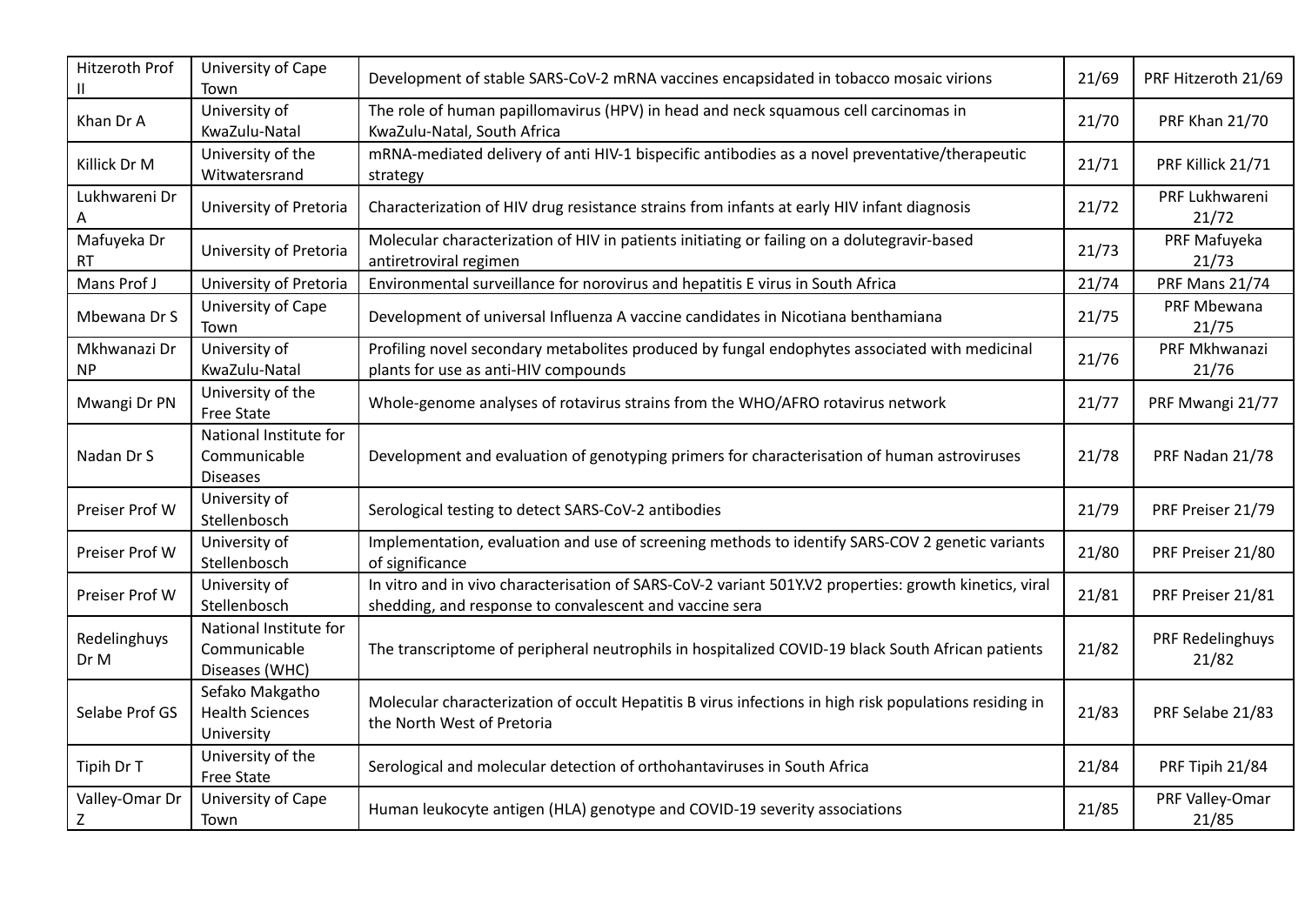| Hitzeroth Prof II | University of Cape Town | Development of stable SARS-CoV-2 mRNA vaccines encapsidated in tobacco mosaic virions | 21/69 | PRF Hitzeroth 21/69 |
|---|---|---|---|---|
| Khan Dr A | University of KwaZulu-Natal | The role of human papillomavirus (HPV) in head and neck squamous cell carcinomas in KwaZulu-Natal, South Africa | 21/70 | PRF Khan 21/70 |
| Killick Dr M | University of the Witwatersrand | mRNA-mediated delivery of anti HIV-1 bispecific antibodies as a novel preventative/therapeutic strategy | 21/71 | PRF Killick 21/71 |
| Lukhwareni Dr A | University of Pretoria | Characterization of HIV drug resistance strains from infants at early HIV infant diagnosis | 21/72 | PRF Lukhwareni 21/72 |
| Mafuyeka Dr RT | University of Pretoria | Molecular characterization of HIV in patients initiating or failing on a dolutegravir-based antiretroviral regimen | 21/73 | PRF Mafuyeka 21/73 |
| Mans Prof J | University of Pretoria | Environmental surveillance for norovirus and hepatitis E virus in South Africa | 21/74 | PRF Mans 21/74 |
| Mbewana Dr S | University of Cape Town | Development of universal Influenza A vaccine candidates in Nicotiana benthamiana | 21/75 | PRF Mbewana 21/75 |
| Mkhwanazi Dr NP | University of KwaZulu-Natal | Profiling novel secondary metabolites produced by fungal endophytes associated with medicinal plants for use as anti-HIV compounds | 21/76 | PRF Mkhwanazi 21/76 |
| Mwangi Dr PN | University of the Free State | Whole-genome analyses of rotavirus strains from the WHO/AFRO rotavirus network | 21/77 | PRF Mwangi 21/77 |
| Nadan Dr S | National Institute for Communicable Diseases | Development and evaluation of genotyping primers for characterisation of human astroviruses | 21/78 | PRF Nadan 21/78 |
| Preiser Prof W | University of Stellenbosch | Serological testing to detect SARS-CoV-2 antibodies | 21/79 | PRF Preiser 21/79 |
| Preiser Prof W | University of Stellenbosch | Implementation, evaluation and use of screening methods to identify SARS-COV 2 genetic variants of significance | 21/80 | PRF Preiser 21/80 |
| Preiser Prof W | University of Stellenbosch | In vitro and in vivo characterisation of SARS-CoV-2 variant 501Y.V2 properties: growth kinetics, viral shedding, and response to convalescent and vaccine sera | 21/81 | PRF Preiser 21/81 |
| Redelinghuys Dr M | National Institute for Communicable Diseases (WHC) | The transcriptome of peripheral neutrophils in hospitalized COVID-19 black South African patients | 21/82 | PRF Redelinghuys 21/82 |
| Selabe Prof GS | Sefako Makgatho Health Sciences University | Molecular characterization of occult Hepatitis B virus infections in high risk populations residing in the North West of Pretoria | 21/83 | PRF Selabe 21/83 |
| Tipih Dr T | University of the Free State | Serological and molecular detection of orthohantaviruses in South Africa | 21/84 | PRF Tipih 21/84 |
| Valley-Omar Dr Z | University of Cape Town | Human leukocyte antigen (HLA) genotype and COVID-19 severity associations | 21/85 | PRF Valley-Omar 21/85 |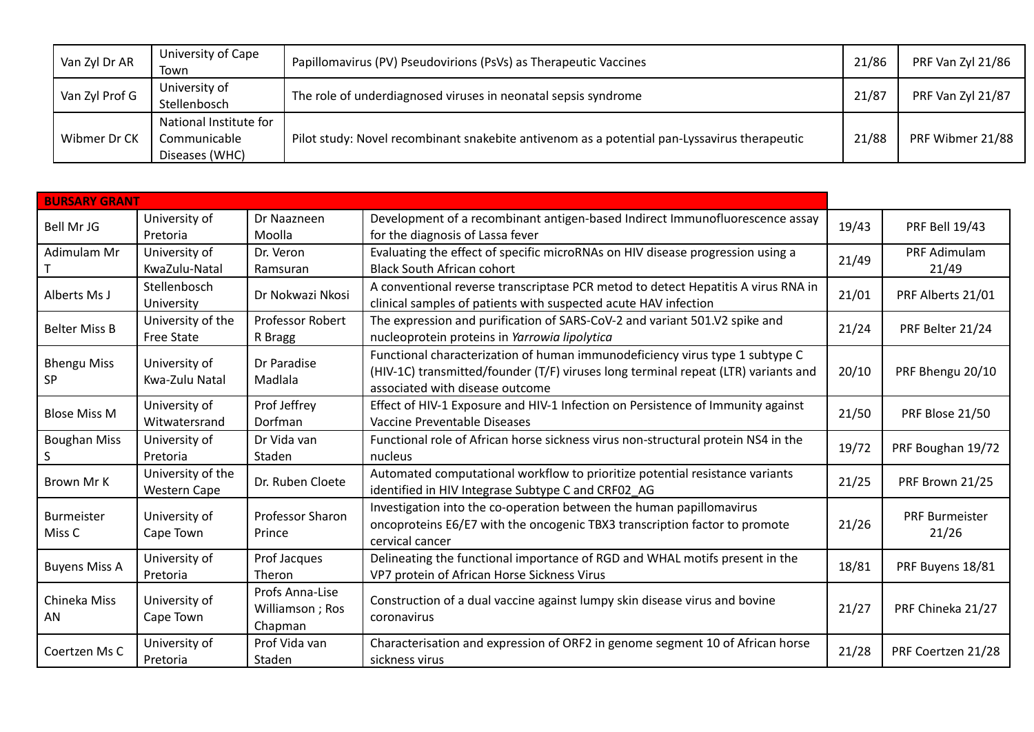| | | | | |
|---|---|---|---|---|
| Van Zyl Dr AR | University of Cape Town | Papillomavirus (PV) Pseudovirions (PsVs) as Therapeutic Vaccines | 21/86 | PRF Van Zyl 21/86 |
| Van Zyl Prof G | University of Stellenbosch | The role of underdiagnosed viruses in neonatal sepsis syndrome | 21/87 | PRF Van Zyl 21/87 |
| Wibmer Dr CK | National Institute for Communicable Diseases (WHC) | Pilot study: Novel recombinant snakebite antivenom as a potential pan-Lyssavirus therapeutic | 21/88 | PRF Wibmer 21/88 |

| **BURSARY GRANT** | | | | | |
|---|---|---|---|---|---|
| Bell Mr JG | University of Pretoria | Dr Naazneen Moolla | Development of a recombinant antigen-based Indirect Immunofluorescence assay for the diagnosis of Lassa fever | 19/43 | PRF Bell 19/43 |
| Adimulam Mr T | University of KwaZulu-Natal | Dr. Veron Ramsuran | Evaluating the effect of specific microRNAs on HIV disease progression using a Black South African cohort | 21/49 | PRF Adimulam 21/49 |
| Alberts Ms J | Stellenbosch University | Dr Nokwazi Nkosi | A conventional reverse transcriptase PCR metod to detect Hepatitis A virus RNA in clinical samples of patients with suspected acute HAV infection | 21/01 | PRF Alberts 21/01 |
| Belter Miss B | University of the Free State | Professor Robert R Bragg | The expression and purification of SARS-CoV-2 and variant 501.V2 spike and nucleoprotein proteins in *Yarrowia lipolytica* | 21/24 | PRF Belter 21/24 |
| Bhengu Miss SP | University of Kwa-Zulu Natal | Dr Paradise Madlala | Functional characterization of human immunodeficiency virus type 1 subtype C (HIV-1C) transmitted/founder (T/F) viruses long terminal repeat (LTR) variants and associated with disease outcome | 20/10 | PRF Bhengu 20/10 |
| Blose Miss M | University of Witwatersrand | Prof Jeffrey Dorfman | Effect of HIV-1 Exposure and HIV-1 Infection on Persistence of Immunity against Vaccine Preventable Diseases | 21/50 | PRF Blose 21/50 |
| Boughan Miss S | University of Pretoria | Dr Vida van Staden | Functional role of African horse sickness virus non-structural protein NS4 in the nucleus | 19/72 | PRF Boughan 19/72 |
| Brown Mr K | University of the Western Cape | Dr. Ruben Cloete | Automated computational workflow to prioritize potential resistance variants identified in HIV Integrase Subtype C and CRF02_AG | 21/25 | PRF Brown 21/25 |
| Burmeister Miss C | University of Cape Town | Professor Sharon Prince | Investigation into the co-operation between the human papillomavirus oncoproteins E6/E7 with the oncogenic TBX3 transcription factor to promote cervical cancer | 21/26 | PRF Burmeister 21/26 |
| Buyens Miss A | University of Pretoria | Prof Jacques Theron | Delineating the functional importance of RGD and WHAL motifs present in the VP7 protein of African Horse Sickness Virus | 18/81 | PRF Buyens 18/81 |
| Chineka Miss AN | University of Cape Town | Profs Anna-Lise Williamson ; Ros Chapman | Construction of a dual vaccine against lumpy skin disease virus and bovine coronavirus | 21/27 | PRF Chineka 21/27 |
| Coertzen Ms C | University of Pretoria | Prof Vida van Staden | Characterisation and expression of ORF2 in genome segment 10 of African horse sickness virus | 21/28 | PRF Coertzen 21/28 |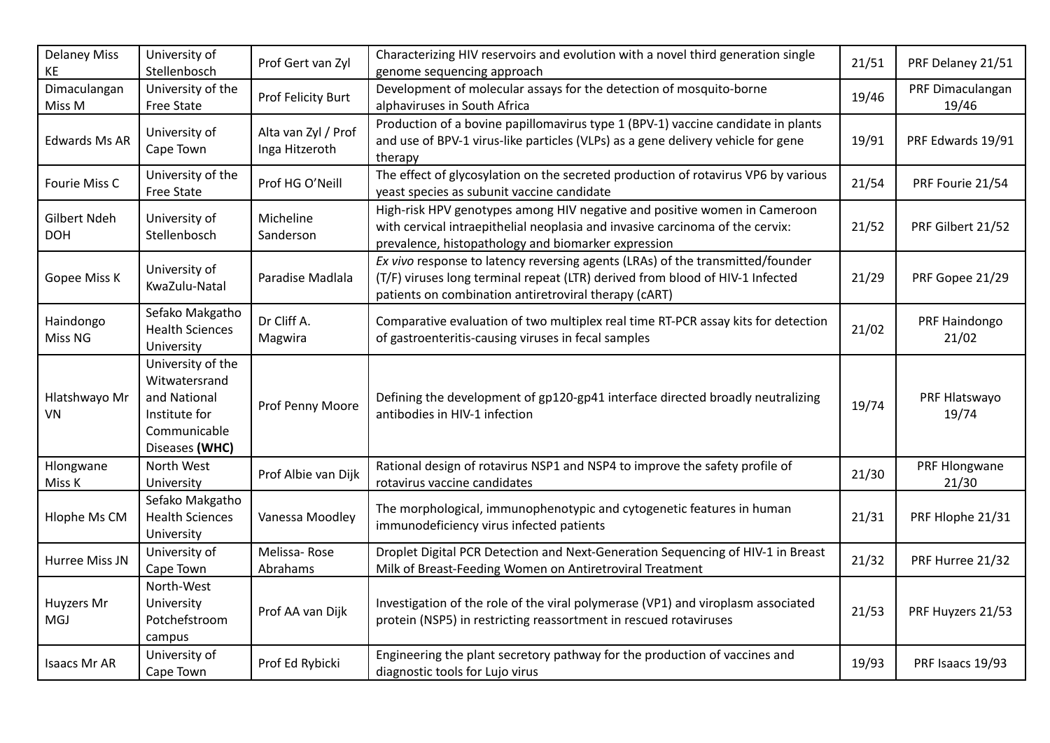| | | | | | |
|---|---|---|---|---|---|
| Delaney Miss KE | University of Stellenbosch | Prof Gert van Zyl | Characterizing HIV reservoirs and evolution with a novel third generation single genome sequencing approach | 21/51 | PRF Delaney 21/51 |
| Dimaculangan Miss M | University of the Free State | Prof Felicity Burt | Development of molecular assays for the detection of mosquito-borne alphaviruses in South Africa | 19/46 | PRF Dimaculangan 19/46 |
| Edwards Ms AR | University of Cape Town | Alta van Zyl / Prof Inga Hitzeroth | Production of a bovine papillomavirus type 1 (BPV-1) vaccine candidate in plants and use of BPV-1 virus-like particles (VLPs) as a gene delivery vehicle for gene therapy | 19/91 | PRF Edwards 19/91 |
| Fourie Miss C | University of the Free State | Prof HG O'Neill | The effect of glycosylation on the secreted production of rotavirus VP6 by various yeast species as subunit vaccine candidate | 21/54 | PRF Fourie 21/54 |
| Gilbert Ndeh DOH | University of Stellenbosch | Micheline Sanderson | High-risk HPV genotypes among HIV negative and positive women in Cameroon with cervical intraepithelial neoplasia and invasive carcinoma of the cervix: prevalence, histopathology and biomarker expression | 21/52 | PRF Gilbert 21/52 |
| Gopee Miss K | University of KwaZulu-Natal | Paradise Madlala | *Ex vivo* response to latency reversing agents (LRAs) of the transmitted/founder (T/F) viruses long terminal repeat (LTR) derived from blood of HIV-1 Infected patients on combination antiretroviral therapy (cART) | 21/29 | PRF Gopee 21/29 |
| Haindongo Miss NG | Sefako Makgatho Health Sciences University | Dr Cliff A. Magwira | Comparative evaluation of two multiplex real time RT-PCR assay kits for detection of gastroenteritis-causing viruses in fecal samples | 21/02 | PRF Haindongo 21/02 |
| Hlatshwayo Mr VN | University of the Witwatersrand and National Institute for Communicable Diseases **(WHC)** | Prof Penny Moore | Defining the development of gp120-gp41 interface directed broadly neutralizing antibodies in HIV-1 infection | 19/74 | PRF Hlatswayo 19/74 |
| Hlongwane Miss K | North West University | Prof Albie van Dijk | Rational design of rotavirus NSP1 and NSP4 to improve the safety profile of rotavirus vaccine candidates | 21/30 | PRF Hlongwane 21/30 |
| Hlophe Ms CM | Sefako Makgatho Health Sciences University | Vanessa Moodley | The morphological, immunophenotypic and cytogenetic features in human immunodeficiency virus infected patients | 21/31 | PRF Hlophe 21/31 |
| Hurree Miss JN | University of Cape Town | Melissa- Rose Abrahams | Droplet Digital PCR Detection and Next-Generation Sequencing of HIV-1 in Breast Milk of Breast-Feeding Women on Antiretroviral Treatment | 21/32 | PRF Hurree 21/32 |
| Huyzers Mr MGJ | North-West University Potchefstroom campus | Prof AA van Dijk | Investigation of the role of the viral polymerase (VP1) and viroplasm associated protein (NSP5) in restricting reassortment in rescued rotaviruses | 21/53 | PRF Huyzers 21/53 |
| Isaacs Mr AR | University of Cape Town | Prof Ed Rybicki | Engineering the plant secretory pathway for the production of vaccines and diagnostic tools for Lujo virus | 19/93 | PRF Isaacs 19/93 |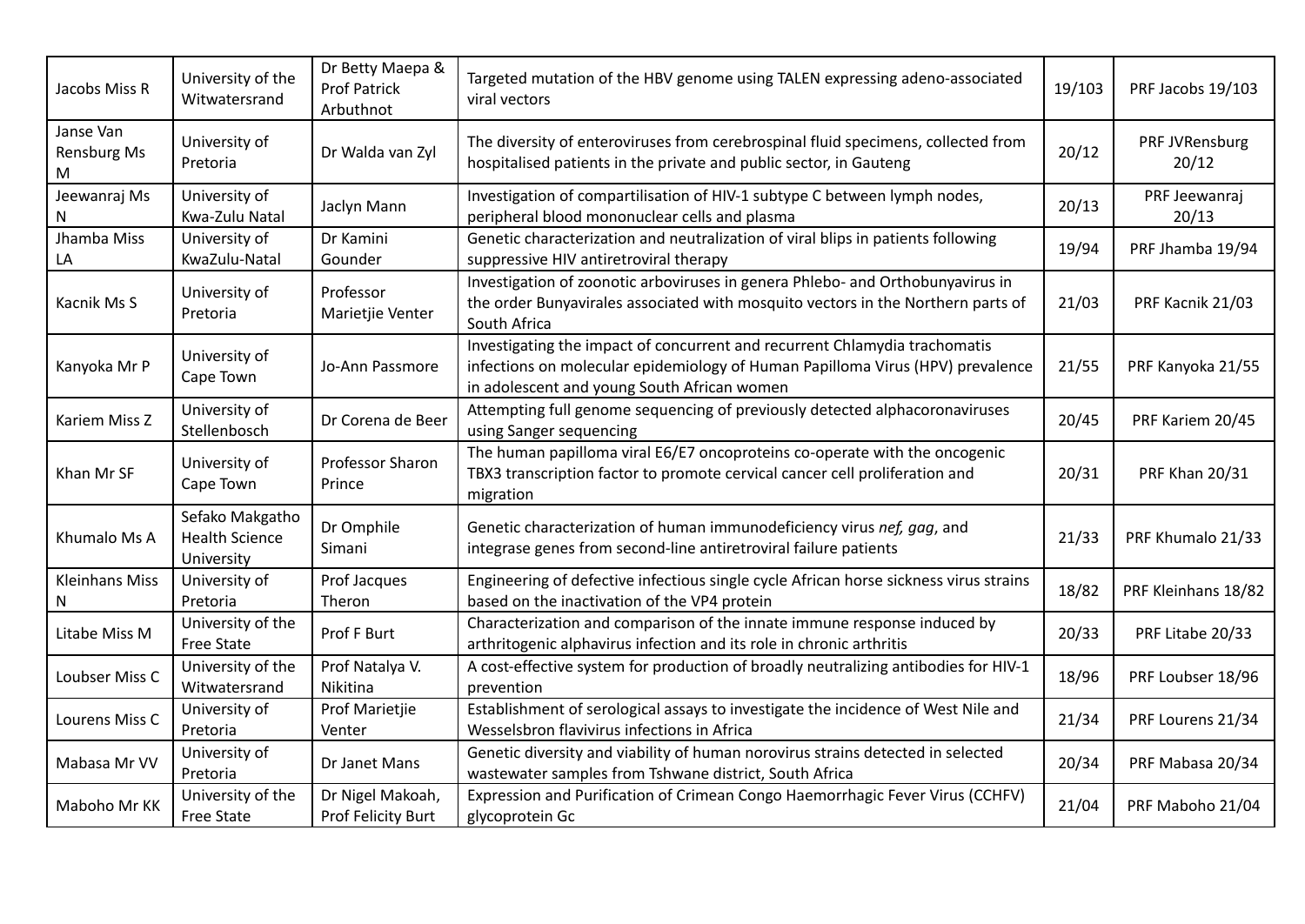| | | | | | |
|---|---|---|---|---|---|
| Jacobs Miss R | University of the Witwatersrand | Dr Betty Maepa & Prof Patrick Arbuthnot | Targeted mutation of the HBV genome using TALEN expressing adeno-associated viral vectors | 19/103 | PRF Jacobs 19/103 |
| Janse Van Rensburg Ms M | University of Pretoria | Dr Walda van Zyl | The diversity of enteroviruses from cerebrospinal fluid specimens, collected from hospitalised patients in the private and public sector, in Gauteng | 20/12 | PRF JVRensburg 20/12 |
| Jeewanraj Ms N | University of Kwa-Zulu Natal | Jaclyn Mann | Investigation of compartilisation of HIV-1 subtype C between lymph nodes, peripheral blood mononuclear cells and plasma | 20/13 | PRF Jeewanraj 20/13 |
| Jhamba Miss LA | University of KwaZulu-Natal | Dr Kamini Gounder | Genetic characterization and neutralization of viral blips in patients following suppressive HIV antiretroviral therapy | 19/94 | PRF Jhamba 19/94 |
| Kacnik Ms S | University of Pretoria | Professor Marietjie Venter | Investigation of zoonotic arboviruses in genera Phlebo- and Orthobunyavirus in the order Bunyavirales associated with mosquito vectors in the Northern parts of South Africa | 21/03 | PRF Kacnik 21/03 |
| Kanyoka Mr P | University of Cape Town | Jo-Ann Passmore | Investigating the impact of concurrent and recurrent Chlamydia trachomatis infections on molecular epidemiology of Human Papilloma Virus (HPV) prevalence in adolescent and young South African women | 21/55 | PRF Kanyoka 21/55 |
| Kariem Miss Z | University of Stellenbosch | Dr Corena de Beer | Attempting full genome sequencing of previously detected alphacoronaviruses using Sanger sequencing | 20/45 | PRF Kariem 20/45 |
| Khan Mr SF | University of Cape Town | Professor Sharon Prince | The human papilloma viral E6/E7 oncoproteins co-operate with the oncogenic TBX3 transcription factor to promote cervical cancer cell proliferation and migration | 20/31 | PRF Khan 20/31 |
| Khumalo Ms A | Sefako Makgatho Health Science University | Dr Omphile Simani | Genetic characterization of human immunodeficiency virus *nef, gag*, and integrase genes from second-line antiretroviral failure patients | 21/33 | PRF Khumalo 21/33 |
| Kleinhans Miss N | University of Pretoria | Prof Jacques Theron | Engineering of defective infectious single cycle African horse sickness virus strains based on the inactivation of the VP4 protein | 18/82 | PRF Kleinhans 18/82 |
| Litabe Miss M | University of the Free State | Prof F Burt | Characterization and comparison of the innate immune response induced by arthritogenic alphavirus infection and its role in chronic arthritis | 20/33 | PRF Litabe 20/33 |
| Loubser Miss C | University of the Witwatersrand | Prof Natalya V. Nikitina | A cost-effective system for production of broadly neutralizing antibodies for HIV-1 prevention | 18/96 | PRF Loubser 18/96 |
| Lourens Miss C | University of Pretoria | Prof Marietjie Venter | Establishment of serological assays to investigate the incidence of West Nile and Wesselsbron flavivirus infections in Africa | 21/34 | PRF Lourens 21/34 |
| Mabasa Mr VV | University of Pretoria | Dr Janet Mans | Genetic diversity and viability of human norovirus strains detected in selected wastewater samples from Tshwane district, South Africa | 20/34 | PRF Mabasa 20/34 |
| Maboho Mr KK | University of the Free State | Dr Nigel Makoah, Prof Felicity Burt | Expression and Purification of Crimean Congo Haemorrhagic Fever Virus (CCHFV) glycoprotein Gc | 21/04 | PRF Maboho 21/04 |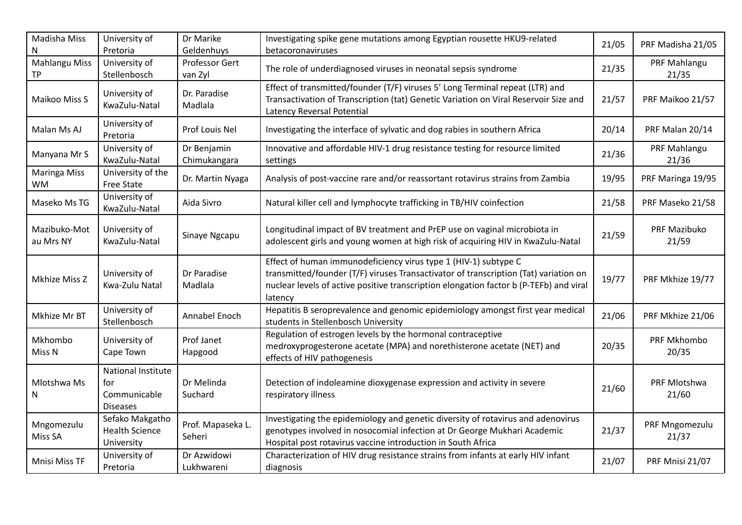| Madisha Miss N | University of Pretoria | Dr Marike Geldenhuys | Investigating spike gene mutations among Egyptian rousette HKU9-related betacoronaviruses | 21/05 | PRF Madisha 21/05 |
|---|---|---|---|---|---|
| Mahlangu Miss TP | University of Stellenbosch | Professor Gert van Zyl | The role of underdiagnosed viruses in neonatal sepsis syndrome | 21/35 | PRF Mahlangu 21/35 |
| Maikoo Miss S | University of KwaZulu-Natal | Dr. Paradise Madlala | Effect of transmitted/founder (T/F) viruses 5' Long Terminal repeat (LTR) and Transactivation of Transcription (tat) Genetic Variation on Viral Reservoir Size and Latency Reversal Potential | 21/57 | PRF Maikoo 21/57 |
| Malan Ms AJ | University of Pretoria | Prof Louis Nel | Investigating the interface of sylvatic and dog rabies in southern Africa | 20/14 | PRF Malan 20/14 |
| Manyana Mr S | University of KwaZulu-Natal | Dr Benjamin Chimukangara | Innovative and affordable HIV-1 drug resistance testing for resource limited settings | 21/36 | PRF Mahlangu 21/36 |
| Maringa Miss WM | University of the Free State | Dr. Martin Nyaga | Analysis of post-vaccine rare and/or reassortant rotavirus strains from Zambia | 19/95 | PRF Maringa 19/95 |
| Maseko Ms TG | University of KwaZulu-Natal | Aida Sivro | Natural killer cell and lymphocyte trafficking in TB/HIV coinfection | 21/58 | PRF Maseko 21/58 |
| Mazibuko-Motau Mrs NY | University of KwaZulu-Natal | Sinaye Ngcapu | Longitudinal impact of BV treatment and PrEP use on vaginal microbiota in adolescent girls and young women at high risk of acquiring HIV in KwaZulu-Natal | 21/59 | PRF Mazibuko 21/59 |
| Mkhize Miss Z | University of Kwa-Zulu Natal | Dr Paradise Madlala | Effect of human immunodeficiency virus type 1 (HIV-1) subtype C transmitted/founder (T/F) viruses Transactivator of transcription (Tat) variation on nuclear levels of active positive transcription elongation factor b (P-TEFb) and viral latency | 19/77 | PRF Mkhize 19/77 |
| Mkhize Mr BT | University of Stellenbosch | Annabel Enoch | Hepatitis B seroprevalence and genomic epidemiology amongst first year medical students in Stellenbosch University | 21/06 | PRF Mkhize 21/06 |
| Mkhombo Miss N | University of Cape Town | Prof Janet Hapgood | Regulation of estrogen levels by the hormonal contraceptive medroxyprogesterone acetate (MPA) and norethisterone acetate (NET) and effects of HIV pathogenesis | 20/35 | PRF Mkhombo 20/35 |
| Mlotshwa Ms N | National Institute for Communicable Diseases | Dr Melinda Suchard | Detection of indoleamine dioxygenase expression and activity in severe respiratory illness | 21/60 | PRF Mlotshwa 21/60 |
| Mngomezulu Miss SA | Sefako Makgatho Health Science University | Prof. Mapaseka L. Seheri | Investigating the epidemiology and genetic diversity of rotavirus and adenovirus genotypes involved in nosocomial infection at Dr George Mukhari Academic Hospital post rotavirus vaccine introduction in South Africa | 21/37 | PRF Mngomezulu 21/37 |
| Mnisi Miss TF | University of Pretoria | Dr Azwidowi Lukhwareni | Characterization of HIV drug resistance strains from infants at early HIV infant diagnosis | 21/07 | PRF Mnisi 21/07 |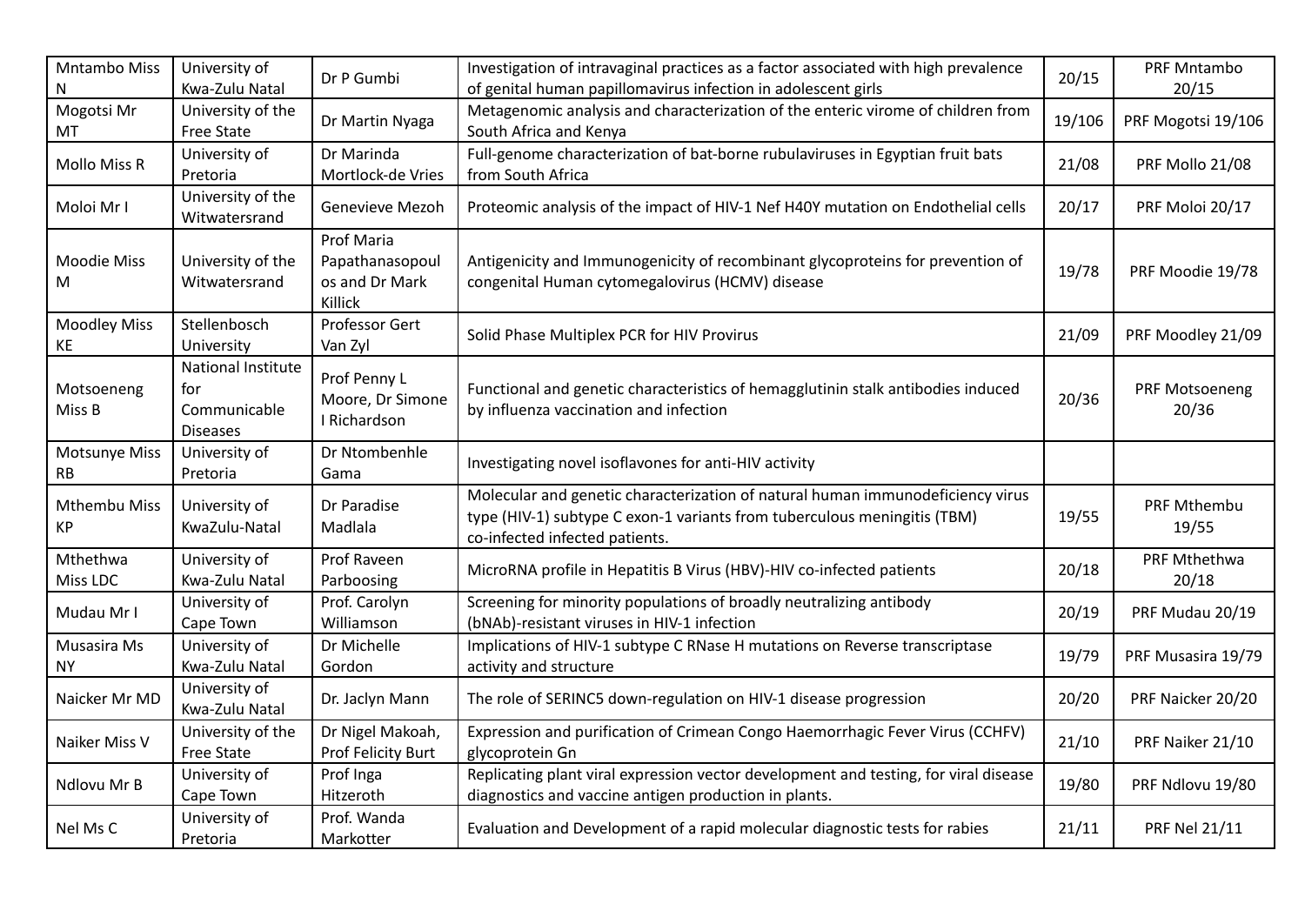| Mntambo Miss N | University of Kwa-Zulu Natal | Dr P Gumbi | Investigation of intravaginal practices as a factor associated with high prevalence of genital human papillomavirus infection in adolescent girls | 20/15 | PRF Mntambo 20/15 |
|---|---|---|---|---|---|
| Mogotsi Mr MT | University of the Free State | Dr Martin Nyaga | Metagenomic analysis and characterization of the enteric virome of children from South Africa and Kenya | 19/106 | PRF Mogotsi 19/106 |
| Mollo Miss R | University of Pretoria | Dr Marinda Mortlock-de Vries | Full-genome characterization of bat-borne rubulaviruses in Egyptian fruit bats from South Africa | 21/08 | PRF Mollo 21/08 |
| Moloi Mr I | University of the Witwatersrand | Genevieve Mezoh | Proteomic analysis of the impact of HIV-1 Nef H40Y mutation on Endothelial cells | 20/17 | PRF Moloi 20/17 |
| Moodie Miss M | University of the Witwatersrand | Prof Maria Papathanasopoulos and Dr Mark Killick | Antigenicity and Immunogenicity of recombinant glycoproteins for prevention of congenital Human cytomegalovirus (HCMV) disease | 19/78 | PRF Moodie 19/78 |
| Moodley Miss KE | Stellenbosch University | Professor Gert Van Zyl | Solid Phase Multiplex PCR for HIV Provirus | 21/09 | PRF Moodley 21/09 |
| Motsoeneng Miss B | National Institute for Communicable Diseases | Prof Penny L Moore, Dr Simone I Richardson | Functional and genetic characteristics of hemagglutinin stalk antibodies induced by influenza vaccination and infection | 20/36 | PRF Motsoeneng 20/36 |
| Motsunye Miss RB | University of Pretoria | Dr Ntombenhle Gama | Investigating novel isoflavones for anti-HIV activity | | |
| Mthembu Miss KP | University of KwaZulu-Natal | Dr Paradise Madlala | Molecular and genetic characterization of natural human immunodeficiency virus type (HIV-1) subtype C exon-1 variants from tuberculous meningitis (TBM) co-infected infected patients. | 19/55 | PRF Mthembu 19/55 |
| Mthethwa Miss LDC | University of Kwa-Zulu Natal | Prof Raveen Parboosing | MicroRNA profile in Hepatitis B Virus (HBV)-HIV co-infected patients | 20/18 | PRF Mthethwa 20/18 |
| Mudau Mr I | University of Cape Town | Prof. Carolyn Williamson | Screening for minority populations of broadly neutralizing antibody (bNAb)-resistant viruses in HIV-1 infection | 20/19 | PRF Mudau 20/19 |
| Musasira Ms NY | University of Kwa-Zulu Natal | Dr Michelle Gordon | Implications of HIV-1 subtype C RNase H mutations on Reverse transcriptase activity and structure | 19/79 | PRF Musasira 19/79 |
| Naicker Mr MD | University of Kwa-Zulu Natal | Dr. Jaclyn Mann | The role of SERINC5 down-regulation on HIV-1 disease progression | 20/20 | PRF Naicker 20/20 |
| Naiker Miss V | University of the Free State | Dr Nigel Makoah, Prof Felicity Burt | Expression and purification of Crimean Congo Haemorrhagic Fever Virus (CCHFV) glycoprotein Gn | 21/10 | PRF Naiker 21/10 |
| Ndlovu Mr B | University of Cape Town | Prof Inga Hitzeroth | Replicating plant viral expression vector development and testing, for viral disease diagnostics and vaccine antigen production in plants. | 19/80 | PRF Ndlovu 19/80 |
| Nel Ms C | University of Pretoria | Prof. Wanda Markotter | Evaluation and Development of a rapid molecular diagnostic tests for rabies | 21/11 | PRF Nel 21/11 |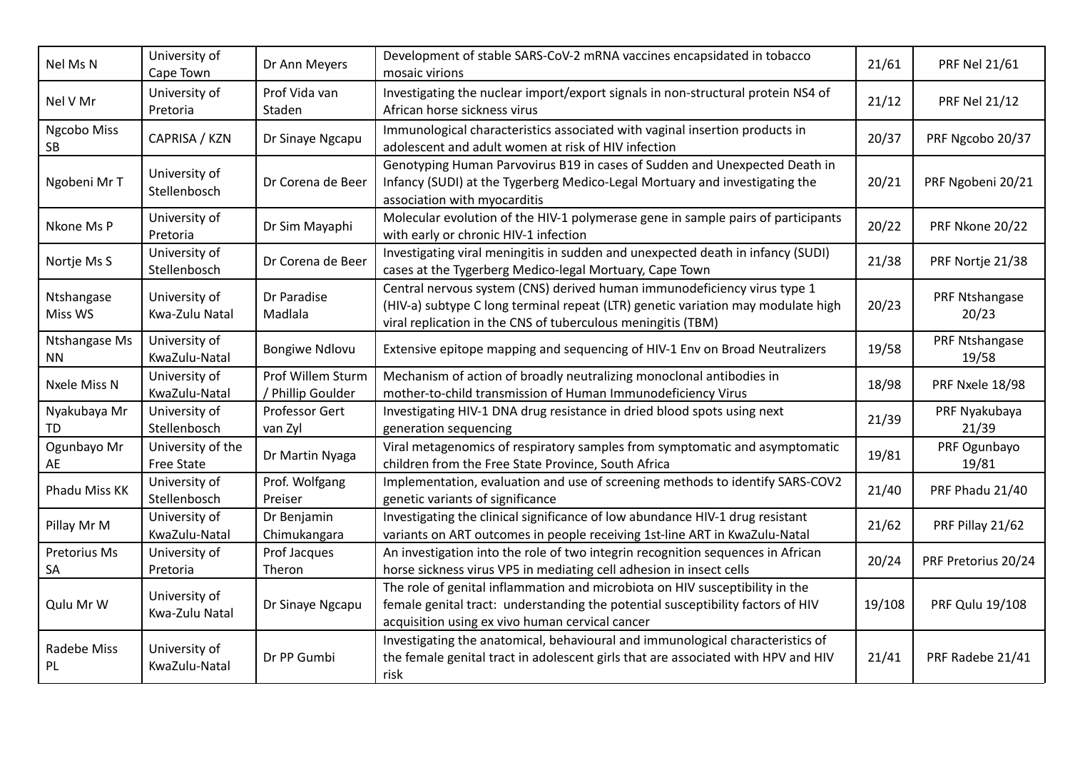| Nel Ms N | University of Cape Town | Dr Ann Meyers | Development of stable SARS-CoV-2 mRNA vaccines encapsidated in tobacco mosaic virions | 21/61 | PRF Nel 21/61 |
|---|---|---|---|---|---|
| Nel V Mr | University of Pretoria | Prof Vida van Staden | Investigating the nuclear import/export signals in non-structural protein NS4 of African horse sickness virus | 21/12 | PRF Nel 21/12 |
| Ngcobo Miss SB | CAPRISA / KZN | Dr Sinaye Ngcapu | Immunological characteristics associated with vaginal insertion products in adolescent and adult women at risk of HIV infection | 20/37 | PRF Ngcobo 20/37 |
| Ngobeni Mr T | University of Stellenbosch | Dr Corena de Beer | Genotyping Human Parvovirus B19 in cases of Sudden and Unexpected Death in Infancy (SUDI) at the Tygerberg Medico-Legal Mortuary and investigating the association with myocarditis | 20/21 | PRF Ngobeni 20/21 |
| Nkone Ms P | University of Pretoria | Dr Sim Mayaphi | Molecular evolution of the HIV-1 polymerase gene in sample pairs of participants with early or chronic HIV-1 infection | 20/22 | PRF Nkone 20/22 |
| Nortje Ms S | University of Stellenbosch | Dr Corena de Beer | Investigating viral meningitis in sudden and unexpected death in infancy (SUDI) cases at the Tygerberg Medico-legal Mortuary, Cape Town | 21/38 | PRF Nortje 21/38 |
| Ntshangase Miss WS | University of Kwa-Zulu Natal | Dr Paradise Madlala | Central nervous system (CNS) derived human immunodeficiency virus type 1 (HIV-a) subtype C long terminal repeat (LTR) genetic variation may modulate high viral replication in the CNS of tuberculous meningitis (TBM) | 20/23 | PRF Ntshangase 20/23 |
| Ntshangase Ms NN | University of KwaZulu-Natal | Bongiwe Ndlovu | Extensive epitope mapping and sequencing of HIV-1 Env on Broad Neutralizers | 19/58 | PRF Ntshangase 19/58 |
| Nxele Miss N | University of KwaZulu-Natal | Prof Willem Sturm / Phillip Goulder | Mechanism of action of broadly neutralizing monoclonal antibodies in mother-to-child transmission of Human Immunodeficiency Virus | 18/98 | PRF Nxele 18/98 |
| Nyakubaya Mr TD | University of Stellenbosch | Professor Gert van Zyl | Investigating HIV-1 DNA drug resistance in dried blood spots using next generation sequencing | 21/39 | PRF Nyakubaya 21/39 |
| Ogunbayo Mr AE | University of the Free State | Dr Martin Nyaga | Viral metagenomics of respiratory samples from symptomatic and asymptomatic children from the Free State Province, South Africa | 19/81 | PRF Ogunbayo 19/81 |
| Phadu Miss KK | University of Stellenbosch | Prof. Wolfgang Preiser | Implementation, evaluation and use of screening methods to identify SARS-COV2 genetic variants of significance | 21/40 | PRF Phadu 21/40 |
| Pillay Mr M | University of KwaZulu-Natal | Dr Benjamin Chimukangara | Investigating the clinical significance of low abundance HIV-1 drug resistant variants on ART outcomes in people receiving 1st-line ART in KwaZulu-Natal | 21/62 | PRF Pillay 21/62 |
| Pretorius Ms SA | University of Pretoria | Prof Jacques Theron | An investigation into the role of two integrin recognition sequences in African horse sickness virus VP5 in mediating cell adhesion in insect cells | 20/24 | PRF Pretorius 20/24 |
| Qulu Mr W | University of Kwa-Zulu Natal | Dr Sinaye Ngcapu | The role of genital inflammation and microbiota on HIV susceptibility in the female genital tract: understanding the potential susceptibility factors of HIV acquisition using ex vivo human cervical cancer | 19/108 | PRF Qulu 19/108 |
| Radebe Miss PL | University of KwaZulu-Natal | Dr PP Gumbi | Investigating the anatomical, behavioural and immunological characteristics of the female genital tract in adolescent girls that are associated with HPV and HIV risk | 21/41 | PRF Radebe 21/41 |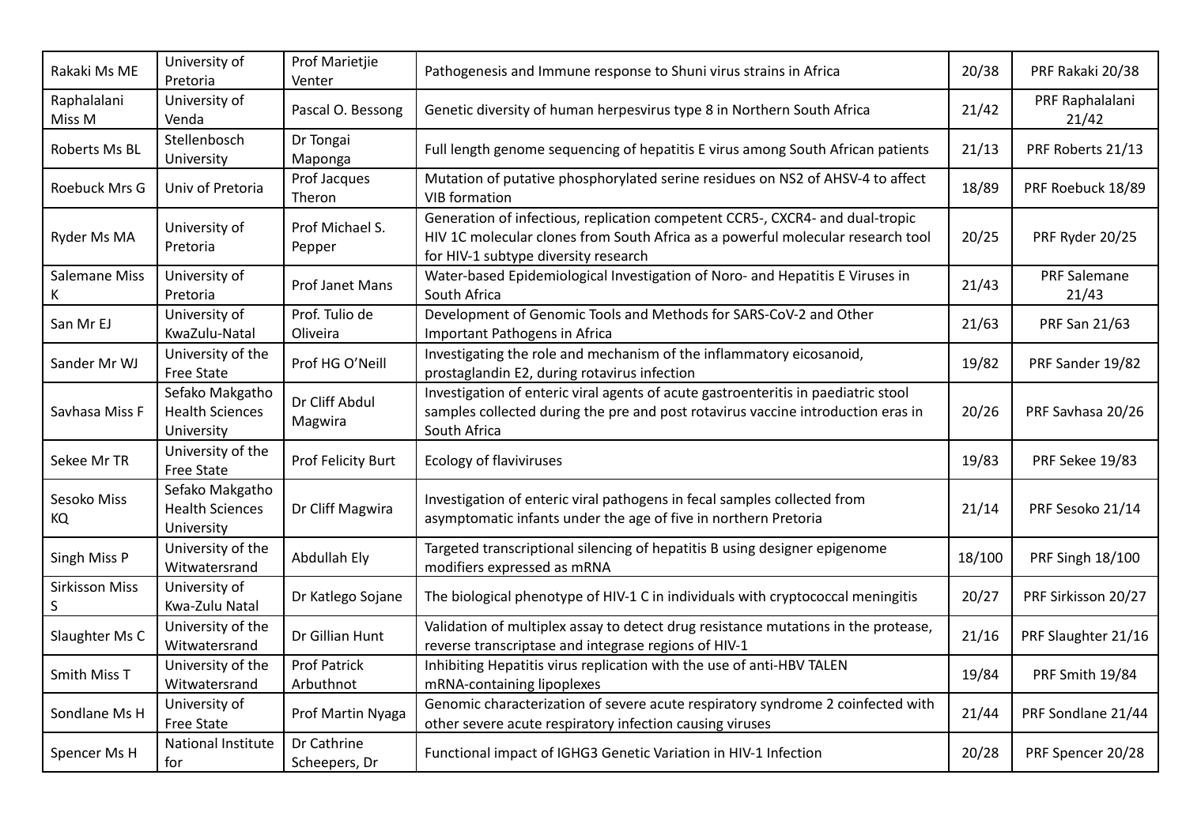| Rakaki Ms ME | University of Pretoria | Prof Marietjie Venter | Pathogenesis and Immune response to Shuni virus strains in Africa | 20/38 | PRF Rakaki 20/38 |
|---|---|---|---|---|---|
| Raphalalani Miss M | University of Venda | Pascal O. Bessong | Genetic diversity of human herpesvirus type 8 in Northern South Africa | 21/42 | PRF Raphalalani 21/42 |
| Roberts Ms BL | Stellenbosch University | Dr Tongai Maponga | Full length genome sequencing of hepatitis E virus among South African patients | 21/13 | PRF Roberts 21/13 |
| Roebuck Mrs G | Univ of Pretoria | Prof Jacques Theron | Mutation of putative phosphorylated serine residues on NS2 of AHSV-4 to affect VIB formation | 18/89 | PRF Roebuck 18/89 |
| Ryder Ms MA | University of Pretoria | Prof Michael S. Pepper | Generation of infectious, replication competent CCR5-, CXCR4- and dual-tropic HIV 1C molecular clones from South Africa as a powerful molecular research tool for HIV-1 subtype diversity research | 20/25 | PRF Ryder 20/25 |
| Salemane Miss K | University of Pretoria | Prof Janet Mans | Water-based Epidemiological Investigation of Noro- and Hepatitis E Viruses in South Africa | 21/43 | PRF Salemane 21/43 |
| San Mr EJ | University of KwaZulu-Natal | Prof. Tulio de Oliveira | Development of Genomic Tools and Methods for SARS-CoV-2 and Other Important Pathogens in Africa | 21/63 | PRF San 21/63 |
| Sander Mr WJ | University of the Free State | Prof HG O'Neill | Investigating the role and mechanism of the inflammatory eicosanoid, prostaglandin E2, during rotavirus infection | 19/82 | PRF Sander 19/82 |
| Savhasa Miss F | Sefako Makgatho Health Sciences University | Dr Cliff Abdul Magwira | Investigation of enteric viral agents of acute gastroenteritis in paediatric stool samples collected during the pre and post rotavirus vaccine introduction eras in South Africa | 20/26 | PRF Savhasa 20/26 |
| Sekee Mr TR | University of the Free State | Prof Felicity Burt | Ecology of flaviviruses | 19/83 | PRF Sekee 19/83 |
| Sesoko Miss KQ | Sefako Makgatho Health Sciences University | Dr Cliff Magwira | Investigation of enteric viral pathogens in fecal samples collected from asymptomatic infants under the age of five in northern Pretoria | 21/14 | PRF Sesoko 21/14 |
| Singh Miss P | University of the Witwatersrand | Abdullah Ely | Targeted transcriptional silencing of hepatitis B using designer epigenome modifiers expressed as mRNA | 18/100 | PRF Singh 18/100 |
| Sirkisson Miss S | University of Kwa-Zulu Natal | Dr Katlego Sojane | The biological phenotype of HIV-1 C in individuals with cryptococcal meningitis | 20/27 | PRF Sirkisson 20/27 |
| Slaughter Ms C | University of the Witwatersrand | Dr Gillian Hunt | Validation of multiplex assay to detect drug resistance mutations in the protease, reverse transcriptase and integrase regions of HIV-1 | 21/16 | PRF Slaughter 21/16 |
| Smith Miss T | University of the Witwatersrand | Prof Patrick Arbuthnot | Inhibiting Hepatitis virus replication with the use of anti-HBV TALEN mRNA-containing lipoplexes | 19/84 | PRF Smith 19/84 |
| Sondlane Ms H | University of Free State | Prof Martin Nyaga | Genomic characterization of severe acute respiratory syndrome 2 coinfected with other severe acute respiratory infection causing viruses | 21/44 | PRF Sondlane 21/44 |
| Spencer Ms H | National Institute for | Dr Cathrine Scheepers, Dr | Functional impact of IGHG3 Genetic Variation in HIV-1 Infection | 20/28 | PRF Spencer 20/28 |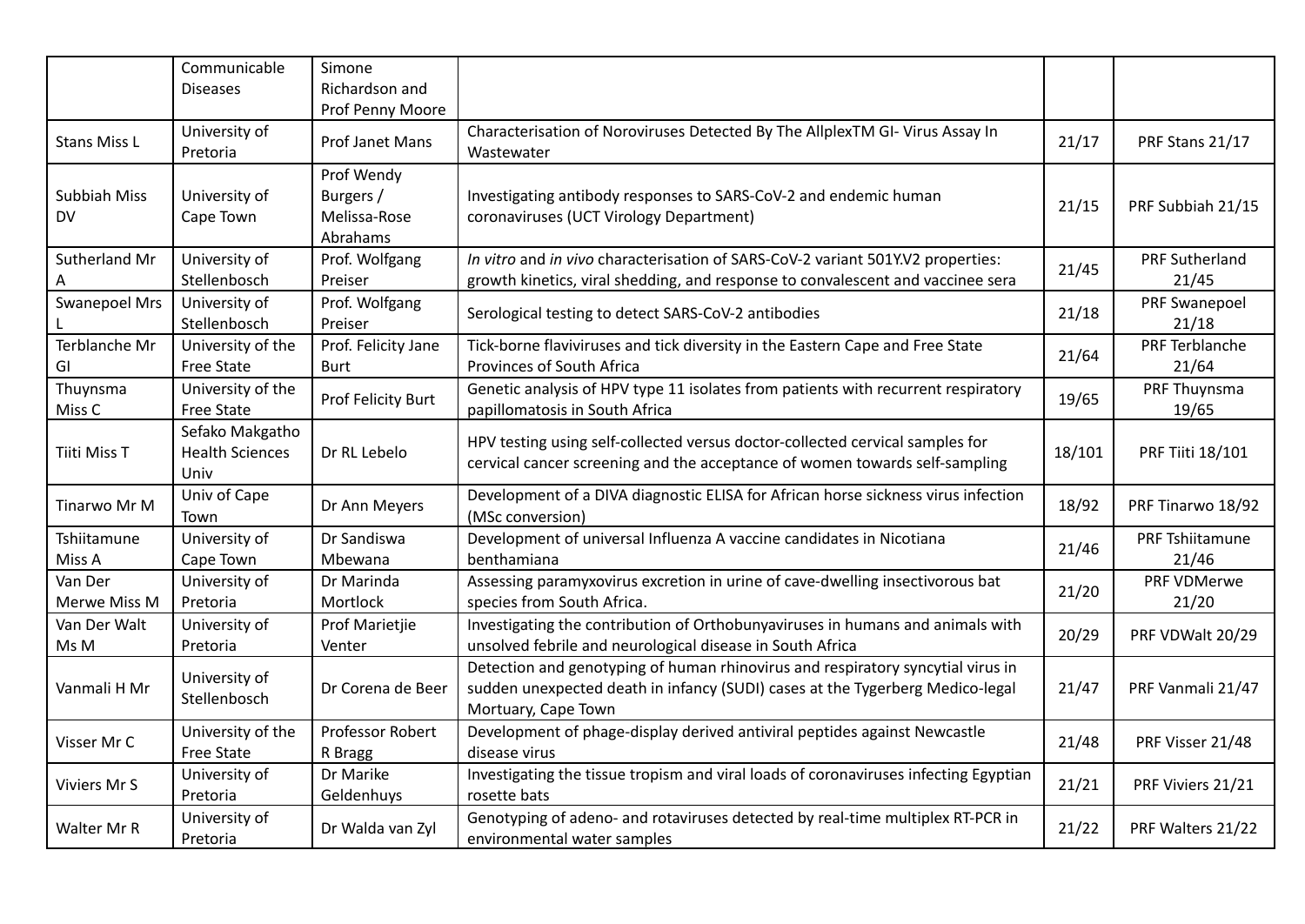| | | | | | |
|---|---|---|---|---|---|
| | Communicable Diseases | Simone Richardson and Prof Penny Moore | | | |
| Stans Miss L | University of Pretoria | Prof Janet Mans | Characterisation of Noroviruses Detected By The AllplexTM GI- Virus Assay In Wastewater | 21/17 | PRF Stans 21/17 |
| Subbiah Miss DV | University of Cape Town | Prof Wendy Burgers / Melissa-Rose Abrahams | Investigating antibody responses to SARS-CoV-2 and endemic human coronaviruses (UCT Virology Department) | 21/15 | PRF Subbiah 21/15 |
| Sutherland Mr A | University of Stellenbosch | Prof. Wolfgang Preiser | *In vitro* and *in vivo* characterisation of SARS-CoV-2 variant 501Y.V2 properties: growth kinetics, viral shedding, and response to convalescent and vaccinee sera | 21/45 | PRF Sutherland 21/45 |
| Swanepoel Mrs L | University of Stellenbosch | Prof. Wolfgang Preiser | Serological testing to detect SARS-CoV-2 antibodies | 21/18 | PRF Swanepoel 21/18 |
| Terblanche Mr GI | University of the Free State | Prof. Felicity Jane Burt | Tick-borne flaviviruses and tick diversity in the Eastern Cape and Free State Provinces of South Africa | 21/64 | PRF Terblanche 21/64 |
| Thuynsma Miss C | University of the Free State | Prof Felicity Burt | Genetic analysis of HPV type 11 isolates from patients with recurrent respiratory papillomatosis in South Africa | 19/65 | PRF Thuynsma 19/65 |
| Tiiti Miss T | Sefako Makgatho Health Sciences Univ | Dr RL Lebelo | HPV testing using self-collected versus doctor-collected cervical samples for cervical cancer screening and the acceptance of women towards self-sampling | 18/101 | PRF Tiiti 18/101 |
| Tinarwo Mr M | Univ of Cape Town | Dr Ann Meyers | Development of a DIVA diagnostic ELISA for African horse sickness virus infection (MSc conversion) | 18/92 | PRF Tinarwo 18/92 |
| Tshiitamune Miss A | University of Cape Town | Dr Sandiswa Mbewana | Development of universal Influenza A vaccine candidates in Nicotiana benthamiana | 21/46 | PRF Tshiitamune 21/46 |
| Van Der Merwe Miss M | University of Pretoria | Dr Marinda Mortlock | Assessing paramyxovirus excretion in urine of cave-dwelling insectivorous bat species from South Africa. | 21/20 | PRF VDMerwe 21/20 |
| Van Der Walt Ms M | University of Pretoria | Prof Marietjie Venter | Investigating the contribution of Orthobunyaviruses in humans and animals with unsolved febrile and neurological disease in South Africa | 20/29 | PRF VDWalt 20/29 |
| Vanmali H Mr | University of Stellenbosch | Dr Corena de Beer | Detection and genotyping of human rhinovirus and respiratory syncytial virus in sudden unexpected death in infancy (SUDI) cases at the Tygerberg Medico-legal Mortuary, Cape Town | 21/47 | PRF Vanmali 21/47 |
| Visser Mr C | University of the Free State | Professor Robert R Bragg | Development of phage-display derived antiviral peptides against Newcastle disease virus | 21/48 | PRF Visser 21/48 |
| Viviers Mr S | University of Pretoria | Dr Marike Geldenhuys | Investigating the tissue tropism and viral loads of coronaviruses infecting Egyptian rosette bats | 21/21 | PRF Viviers 21/21 |
| Walter Mr R | University of Pretoria | Dr Walda van Zyl | Genotyping of adeno- and rotaviruses detected by real-time multiplex RT-PCR in environmental water samples | 21/22 | PRF Walters 21/22 |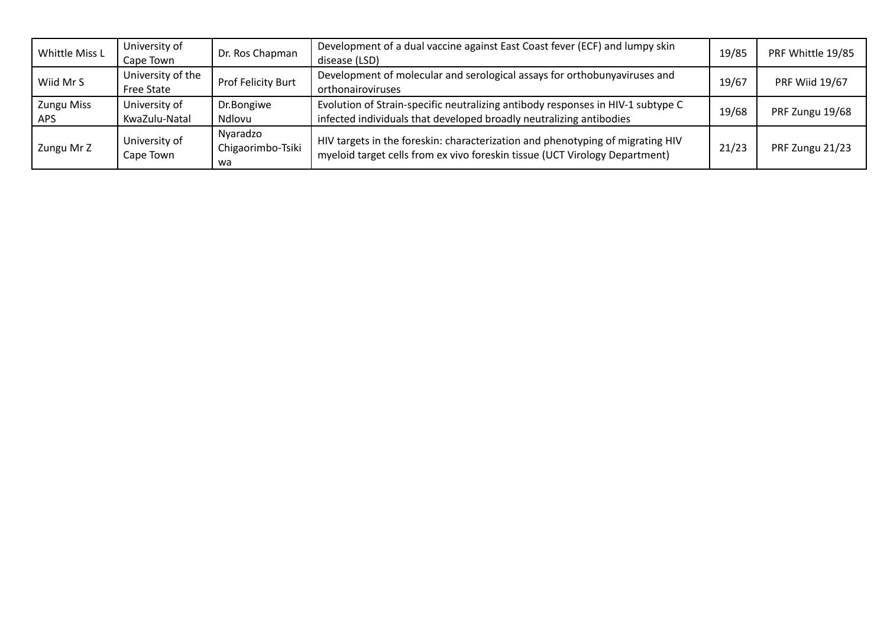| | | | | | |
|---|---|---|---|---|---|
| Whittle Miss L | University of Cape Town | Dr. Ros Chapman | Development of a dual vaccine against East Coast fever (ECF) and lumpy skin disease (LSD) | 19/85 | PRF Whittle 19/85 |
| Wiid Mr S | University of the Free State | Prof Felicity Burt | Development of molecular and serological assays for orthobunyaviruses and orthonairoviruses | 19/67 | PRF Wiid 19/67 |
| Zungu Miss APS | University of KwaZulu-Natal | Dr.Bongiwe Ndlovu | Evolution of Strain-specific neutralizing antibody responses in HIV-1 subtype C infected individuals that developed broadly neutralizing antibodies | 19/68 | PRF Zungu 19/68 |
| Zungu Mr Z | University of Cape Town | Nyaradzo Chigaorimbo-Tsikiwa | HIV targets in the foreskin: characterization and phenotyping of migrating HIV myeloid target cells from ex vivo foreskin tissue (UCT Virology Department) | 21/23 | PRF Zungu 21/23 |